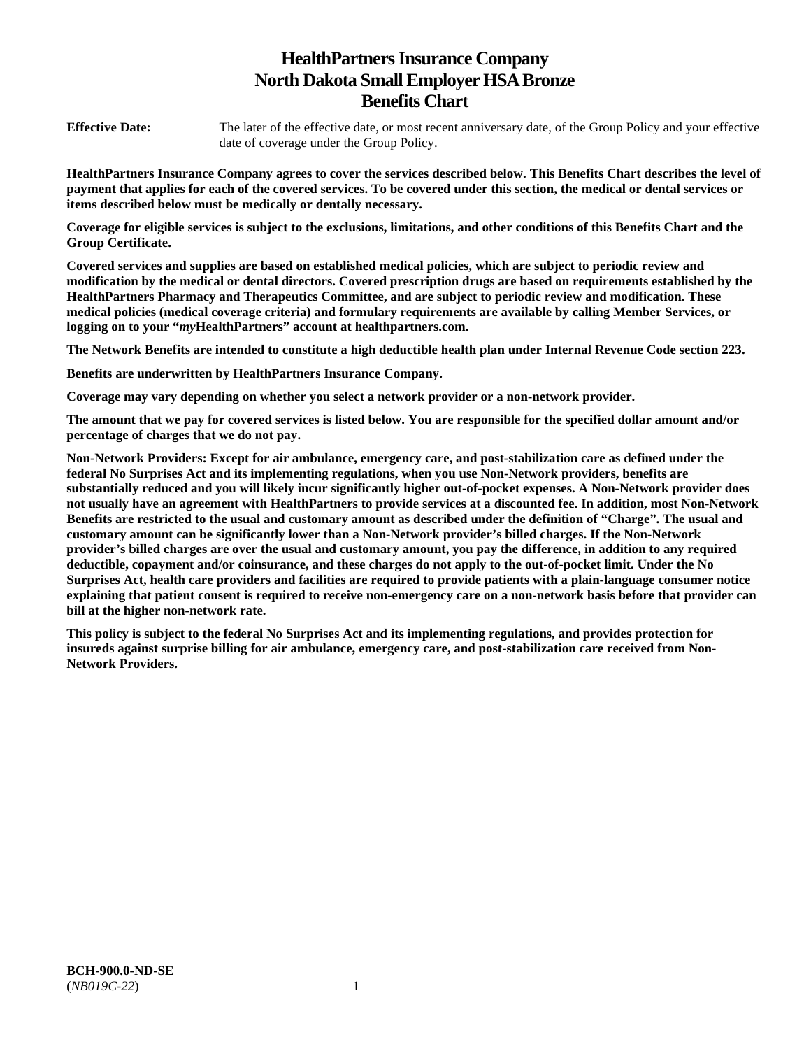# HealthPartners Insurance Company
# North Dakota Small Employer HSA Bronze
# Benefits Chart

**Effective Date:** The later of the effective date, or most recent anniversary date, of the Group Policy and your effective date of coverage under the Group Policy.

**HealthPartners Insurance Company agrees to cover the services described below. This Benefits Chart describes the level of payment that applies for each of the covered services. To be covered under this section, the medical or dental services or items described below must be medically or dentally necessary.**

**Coverage for eligible services is subject to the exclusions, limitations, and other conditions of this Benefits Chart and the Group Certificate.**

**Covered services and supplies are based on established medical policies, which are subject to periodic review and modification by the medical or dental directors. Covered prescription drugs are based on requirements established by the HealthPartners Pharmacy and Therapeutics Committee, and are subject to periodic review and modification. These medical policies (medical coverage criteria) and formulary requirements are available by calling Member Services, or logging on to your "*my*HealthPartners" account at healthpartners.com.**

**The Network Benefits are intended to constitute a high deductible health plan under Internal Revenue Code section 223.**

**Benefits are underwritten by HealthPartners Insurance Company.**

**Coverage may vary depending on whether you select a network provider or a non-network provider.**

**The amount that we pay for covered services is listed below. You are responsible for the specified dollar amount and/or percentage of charges that we do not pay.**

**Non-Network Providers: Except for air ambulance, emergency care, and post-stabilization care as defined under the federal No Surprises Act and its implementing regulations, when you use Non-Network providers, benefits are substantially reduced and you will likely incur significantly higher out-of-pocket expenses. A Non-Network provider does not usually have an agreement with HealthPartners to provide services at a discounted fee. In addition, most Non-Network Benefits are restricted to the usual and customary amount as described under the definition of "Charge". The usual and customary amount can be significantly lower than a Non-Network provider's billed charges. If the Non-Network provider's billed charges are over the usual and customary amount, you pay the difference, in addition to any required deductible, copayment and/or coinsurance, and these charges do not apply to the out-of-pocket limit. Under the No Surprises Act, health care providers and facilities are required to provide patients with a plain-language consumer notice explaining that patient consent is required to receive non-emergency care on a non-network basis before that provider can bill at the higher non-network rate.**

**This policy is subject to the federal No Surprises Act and its implementing regulations, and provides protection for insureds against surprise billing for air ambulance, emergency care, and post-stabilization care received from Non-Network Providers.**

**BCH-900.0-ND-SE**
(*NB019C-22*)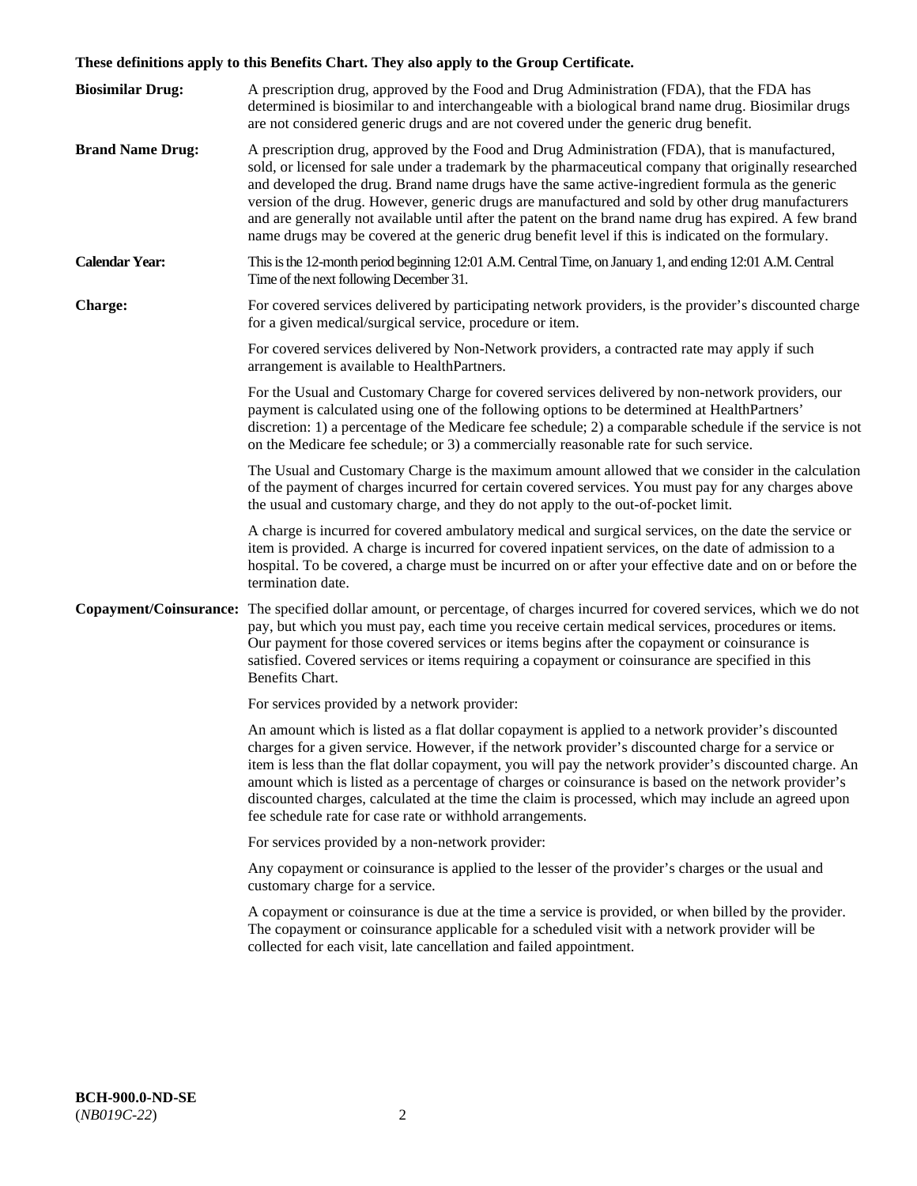**These definitions apply to this Benefits Chart. They also apply to the Group Certificate.**

**Biosimilar Drug:** A prescription drug, approved by the Food and Drug Administration (FDA), that the FDA has determined is biosimilar to and interchangeable with a biological brand name drug. Biosimilar drugs are not considered generic drugs and are not covered under the generic drug benefit.

**Brand Name Drug:** A prescription drug, approved by the Food and Drug Administration (FDA), that is manufactured, sold, or licensed for sale under a trademark by the pharmaceutical company that originally researched and developed the drug. Brand name drugs have the same active-ingredient formula as the generic version of the drug. However, generic drugs are manufactured and sold by other drug manufacturers and are generally not available until after the patent on the brand name drug has expired. A few brand name drugs may be covered at the generic drug benefit level if this is indicated on the formulary.

**Calendar Year:** This is the 12-month period beginning 12:01 A.M. Central Time, on January 1, and ending 12:01 A.M. Central Time of the next following December 31.

**Charge:** For covered services delivered by participating network providers, is the provider's discounted charge for a given medical/surgical service, procedure or item.

For covered services delivered by Non-Network providers, a contracted rate may apply if such arrangement is available to HealthPartners.

For the Usual and Customary Charge for covered services delivered by non-network providers, our payment is calculated using one of the following options to be determined at HealthPartners' discretion: 1) a percentage of the Medicare fee schedule; 2) a comparable schedule if the service is not on the Medicare fee schedule; or 3) a commercially reasonable rate for such service.

The Usual and Customary Charge is the maximum amount allowed that we consider in the calculation of the payment of charges incurred for certain covered services. You must pay for any charges above the usual and customary charge, and they do not apply to the out-of-pocket limit.

A charge is incurred for covered ambulatory medical and surgical services, on the date the service or item is provided. A charge is incurred for covered inpatient services, on the date of admission to a hospital. To be covered, a charge must be incurred on or after your effective date and on or before the termination date.

**Copayment/Coinsurance:** The specified dollar amount, or percentage, of charges incurred for covered services, which we do not pay, but which you must pay, each time you receive certain medical services, procedures or items. Our payment for those covered services or items begins after the copayment or coinsurance is satisfied. Covered services or items requiring a copayment or coinsurance are specified in this Benefits Chart.

For services provided by a network provider:

An amount which is listed as a flat dollar copayment is applied to a network provider's discounted charges for a given service. However, if the network provider's discounted charge for a service or item is less than the flat dollar copayment, you will pay the network provider's discounted charge. An amount which is listed as a percentage of charges or coinsurance is based on the network provider's discounted charges, calculated at the time the claim is processed, which may include an agreed upon fee schedule rate for case rate or withhold arrangements.

For services provided by a non-network provider:

Any copayment or coinsurance is applied to the lesser of the provider's charges or the usual and customary charge for a service.

A copayment or coinsurance is due at the time a service is provided, or when billed by the provider. The copayment or coinsurance applicable for a scheduled visit with a network provider will be collected for each visit, late cancellation and failed appointment.

**BCH-900.0-ND-SE**
(*NB019C-22*)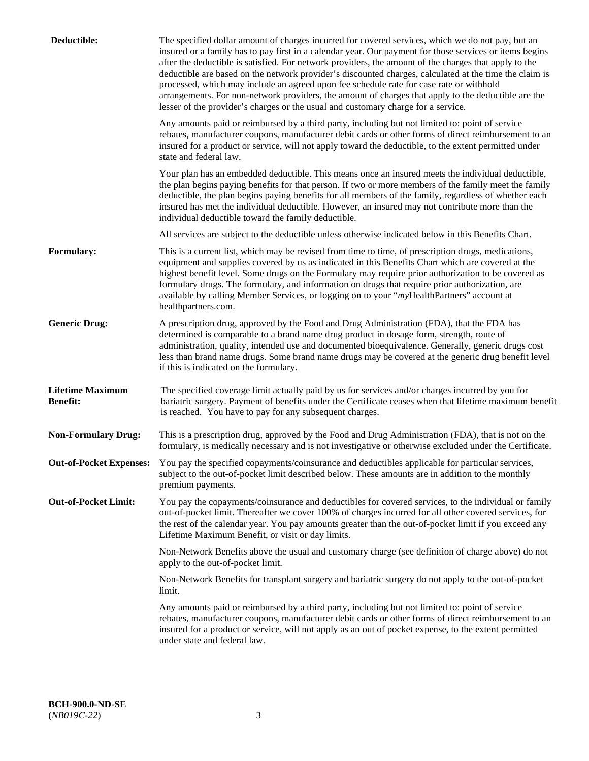**Deductible:** The specified dollar amount of charges incurred for covered services, which we do not pay, but an insured or a family has to pay first in a calendar year. Our payment for those services or items begins after the deductible is satisfied. For network providers, the amount of the charges that apply to the deductible are based on the network provider's discounted charges, calculated at the time the claim is processed, which may include an agreed upon fee schedule rate for case rate or withhold arrangements. For non-network providers, the amount of charges that apply to the deductible are the lesser of the provider's charges or the usual and customary charge for a service.

Any amounts paid or reimbursed by a third party, including but not limited to: point of service rebates, manufacturer coupons, manufacturer debit cards or other forms of direct reimbursement to an insured for a product or service, will not apply toward the deductible, to the extent permitted under state and federal law.

Your plan has an embedded deductible. This means once an insured meets the individual deductible, the plan begins paying benefits for that person. If two or more members of the family meet the family deductible, the plan begins paying benefits for all members of the family, regardless of whether each insured has met the individual deductible. However, an insured may not contribute more than the individual deductible toward the family deductible.

All services are subject to the deductible unless otherwise indicated below in this Benefits Chart.

**Formulary:** This is a current list, which may be revised from time to time, of prescription drugs, medications, equipment and supplies covered by us as indicated in this Benefits Chart which are covered at the highest benefit level. Some drugs on the Formulary may require prior authorization to be covered as formulary drugs. The formulary, and information on drugs that require prior authorization, are available by calling Member Services, or logging on to your "*my*HealthPartners" account at healthpartners.com.

**Generic Drug:** A prescription drug, approved by the Food and Drug Administration (FDA), that the FDA has determined is comparable to a brand name drug product in dosage form, strength, route of administration, quality, intended use and documented bioequivalence. Generally, generic drugs cost less than brand name drugs. Some brand name drugs may be covered at the generic drug benefit level if this is indicated on the formulary.

**Lifetime Maximum Benefit:** The specified coverage limit actually paid by us for services and/or charges incurred by you for bariatric surgery. Payment of benefits under the Certificate ceases when that lifetime maximum benefit is reached. You have to pay for any subsequent charges.

**Non-Formulary Drug:** This is a prescription drug, approved by the Food and Drug Administration (FDA), that is not on the formulary, is medically necessary and is not investigative or otherwise excluded under the Certificate.

**Out-of-Pocket Expenses:** You pay the specified copayments/coinsurance and deductibles applicable for particular services, subject to the out-of-pocket limit described below. These amounts are in addition to the monthly premium payments.

**Out-of-Pocket Limit:** You pay the copayments/coinsurance and deductibles for covered services, to the individual or family out-of-pocket limit. Thereafter we cover 100% of charges incurred for all other covered services, for the rest of the calendar year. You pay amounts greater than the out-of-pocket limit if you exceed any Lifetime Maximum Benefit, or visit or day limits.

Non-Network Benefits above the usual and customary charge (see definition of charge above) do not apply to the out-of-pocket limit.

Non-Network Benefits for transplant surgery and bariatric surgery do not apply to the out-of-pocket limit.

Any amounts paid or reimbursed by a third party, including but not limited to: point of service rebates, manufacturer coupons, manufacturer debit cards or other forms of direct reimbursement to an insured for a product or service, will not apply as an out of pocket expense, to the extent permitted under state and federal law.

**BCH-900.0-ND-SE**
(*NB019C-22*)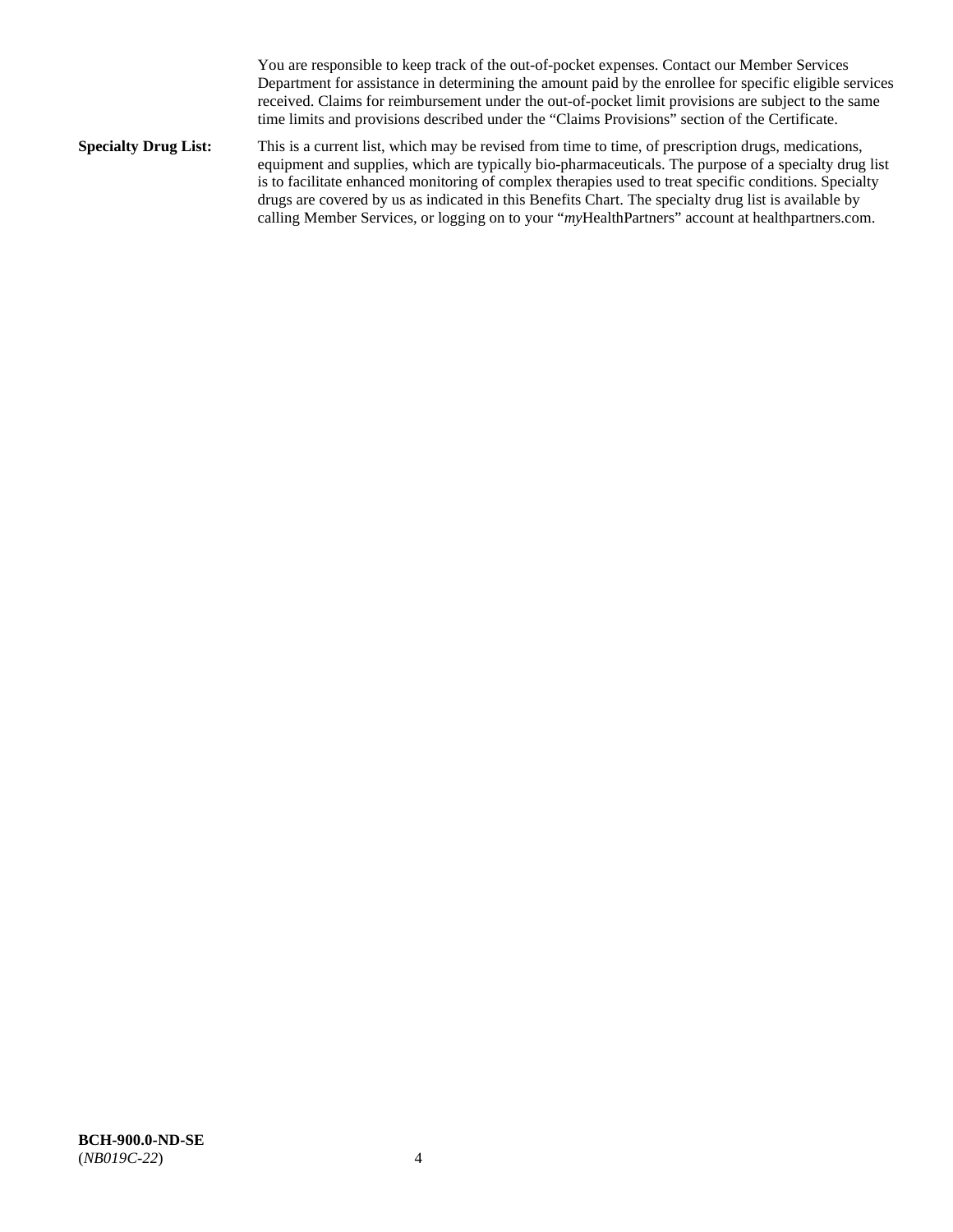You are responsible to keep track of the out-of-pocket expenses. Contact our Member Services Department for assistance in determining the amount paid by the enrollee for specific eligible services received. Claims for reimbursement under the out-of-pocket limit provisions are subject to the same time limits and provisions described under the "Claims Provisions" section of the Certificate.

**Specialty Drug List:** This is a current list, which may be revised from time to time, of prescription drugs, medications, equipment and supplies, which are typically bio-pharmaceuticals. The purpose of a specialty drug list is to facilitate enhanced monitoring of complex therapies used to treat specific conditions. Specialty drugs are covered by us as indicated in this Benefits Chart. The specialty drug list is available by calling Member Services, or logging on to your "*my*HealthPartners" account at healthpartners.com.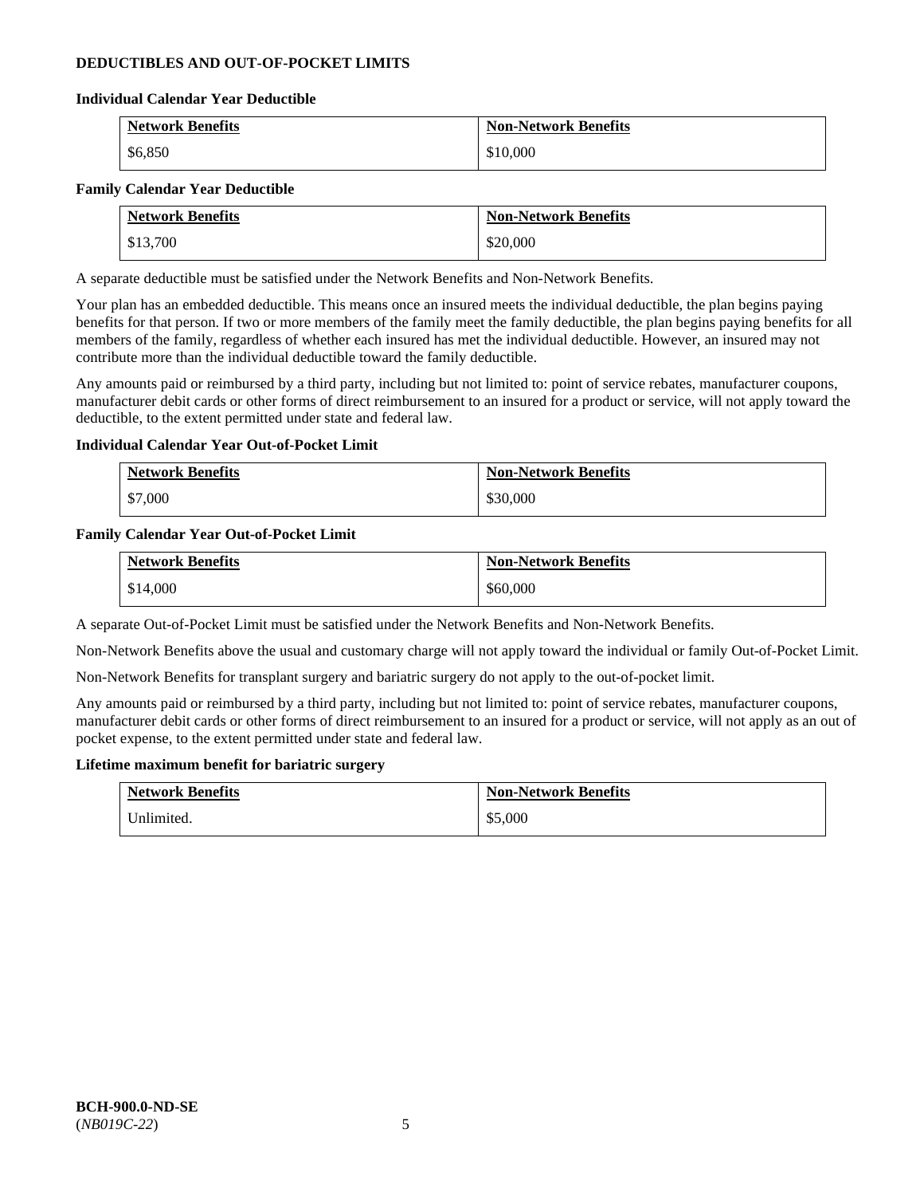## DEDUCTIBLES AND OUT-OF-POCKET LIMITS

### Individual Calendar Year Deductible

| Network Benefits | Non-Network Benefits |
|---|---|
| $6,850 | $10,000 |

### Family Calendar Year Deductible

| Network Benefits | Non-Network Benefits |
|---|---|
| $13,700 | $20,000 |

A separate deductible must be satisfied under the Network Benefits and Non-Network Benefits.

Your plan has an embedded deductible. This means once an insured meets the individual deductible, the plan begins paying benefits for that person. If two or more members of the family meet the family deductible, the plan begins paying benefits for all members of the family, regardless of whether each insured has met the individual deductible. However, an insured may not contribute more than the individual deductible toward the family deductible.

Any amounts paid or reimbursed by a third party, including but not limited to: point of service rebates, manufacturer coupons, manufacturer debit cards or other forms of direct reimbursement to an insured for a product or service, will not apply toward the deductible, to the extent permitted under state and federal law.

### Individual Calendar Year Out-of-Pocket Limit

| Network Benefits | Non-Network Benefits |
|---|---|
| $7,000 | $30,000 |

### Family Calendar Year Out-of-Pocket Limit

| Network Benefits | Non-Network Benefits |
|---|---|
| $14,000 | $60,000 |

A separate Out-of-Pocket Limit must be satisfied under the Network Benefits and Non-Network Benefits.

Non-Network Benefits above the usual and customary charge will not apply toward the individual or family Out-of-Pocket Limit.

Non-Network Benefits for transplant surgery and bariatric surgery do not apply to the out-of-pocket limit.

Any amounts paid or reimbursed by a third party, including but not limited to: point of service rebates, manufacturer coupons, manufacturer debit cards or other forms of direct reimbursement to an insured for a product or service, will not apply as an out of pocket expense, to the extent permitted under state and federal law.

### Lifetime maximum benefit for bariatric surgery

| Network Benefits | Non-Network Benefits |
|---|---|
| Unlimited. | $5,000 |

**BCH-900.0-ND-SE**
(*NB019C-22*)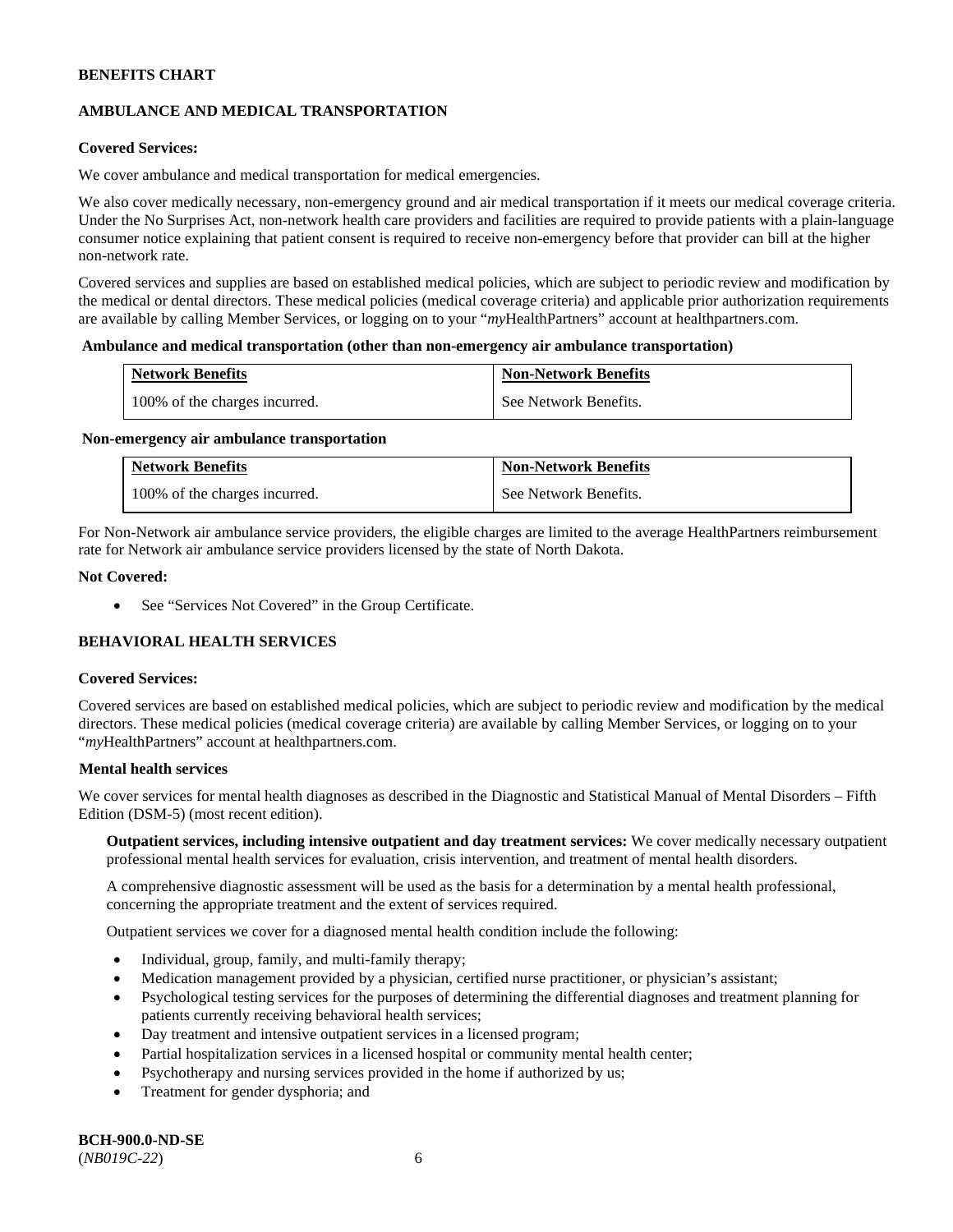**BENEFITS CHART**

**AMBULANCE AND MEDICAL TRANSPORTATION**

**Covered Services:**

We cover ambulance and medical transportation for medical emergencies.

We also cover medically necessary, non-emergency ground and air medical transportation if it meets our medical coverage criteria. Under the No Surprises Act, non-network health care providers and facilities are required to provide patients with a plain-language consumer notice explaining that patient consent is required to receive non-emergency before that provider can bill at the higher non-network rate.

Covered services and supplies are based on established medical policies, which are subject to periodic review and modification by the medical or dental directors. These medical policies (medical coverage criteria) and applicable prior authorization requirements are available by calling Member Services, or logging on to your "*my*HealthPartners" account at healthpartners.com.

**Ambulance and medical transportation (other than non-emergency air ambulance transportation)**

| Network Benefits | Non-Network Benefits |
|---|---|
| 100% of the charges incurred. | See Network Benefits. |

**Non-emergency air ambulance transportation**

| Network Benefits | Non-Network Benefits |
|---|---|
| 100% of the charges incurred. | See Network Benefits. |

For Non-Network air ambulance service providers, the eligible charges are limited to the average HealthPartners reimbursement rate for Network air ambulance service providers licensed by the state of North Dakota.

**Not Covered:**

- See "Services Not Covered" in the Group Certificate.

**BEHAVIORAL HEALTH SERVICES**

**Covered Services:**

Covered services are based on established medical policies, which are subject to periodic review and modification by the medical directors. These medical policies (medical coverage criteria) are available by calling Member Services, or logging on to your "*my*HealthPartners" account at healthpartners.com.

**Mental health services**

We cover services for mental health diagnoses as described in the Diagnostic and Statistical Manual of Mental Disorders – Fifth Edition (DSM-5) (most recent edition).

**Outpatient services, including intensive outpatient and day treatment services:** We cover medically necessary outpatient professional mental health services for evaluation, crisis intervention, and treatment of mental health disorders.

A comprehensive diagnostic assessment will be used as the basis for a determination by a mental health professional, concerning the appropriate treatment and the extent of services required.

Outpatient services we cover for a diagnosed mental health condition include the following:

- Individual, group, family, and multi-family therapy;
- Medication management provided by a physician, certified nurse practitioner, or physician's assistant;
- Psychological testing services for the purposes of determining the differential diagnoses and treatment planning for patients currently receiving behavioral health services;
- Day treatment and intensive outpatient services in a licensed program;
- Partial hospitalization services in a licensed hospital or community mental health center;
- Psychotherapy and nursing services provided in the home if authorized by us;
- Treatment for gender dysphoria; and

**BCH-900.0-ND-SE**
(*NB019C-22*)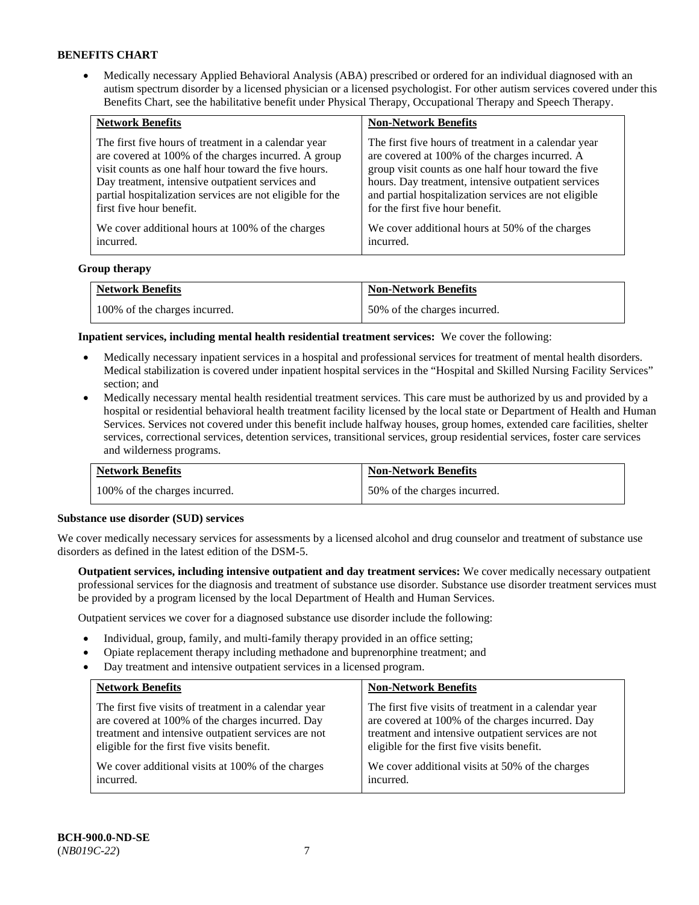**BENEFITS CHART**

- Medically necessary Applied Behavioral Analysis (ABA) prescribed or ordered for an individual diagnosed with an autism spectrum disorder by a licensed physician or a licensed psychologist. For other autism services covered under this Benefits Chart, see the habilitative benefit under Physical Therapy, Occupational Therapy and Speech Therapy.

| Network Benefits | Non-Network Benefits |
| --- | --- |
| The first five hours of treatment in a calendar year are covered at 100% of the charges incurred. A group visit counts as one half hour toward the five hours. Day treatment, intensive outpatient services and partial hospitalization services are not eligible for the first five hour benefit.<br><br>We cover additional hours at 100% of the charges incurred. | The first five hours of treatment in a calendar year are covered at 100% of the charges incurred. A group visit counts as one half hour toward the five hours. Day treatment, intensive outpatient services and partial hospitalization services are not eligible for the first five hour benefit.<br><br>We cover additional hours at 50% of the charges incurred. |

**Group therapy**

| Network Benefits | Non-Network Benefits |
| --- | --- |
| 100% of the charges incurred. | 50% of the charges incurred. |

**Inpatient services, including mental health residential treatment services:** We cover the following:

- Medically necessary inpatient services in a hospital and professional services for treatment of mental health disorders. Medical stabilization is covered under inpatient hospital services in the "Hospital and Skilled Nursing Facility Services" section; and
- Medically necessary mental health residential treatment services. This care must be authorized by us and provided by a hospital or residential behavioral health treatment facility licensed by the local state or Department of Health and Human Services. Services not covered under this benefit include halfway houses, group homes, extended care facilities, shelter services, correctional services, detention services, transitional services, group residential services, foster care services and wilderness programs.

| Network Benefits | Non-Network Benefits |
| --- | --- |
| 100% of the charges incurred. | 50% of the charges incurred. |

**Substance use disorder (SUD) services**

We cover medically necessary services for assessments by a licensed alcohol and drug counselor and treatment of substance use disorders as defined in the latest edition of the DSM-5.

**Outpatient services, including intensive outpatient and day treatment services:** We cover medically necessary outpatient professional services for the diagnosis and treatment of substance use disorder. Substance use disorder treatment services must be provided by a program licensed by the local Department of Health and Human Services.

Outpatient services we cover for a diagnosed substance use disorder include the following:

- Individual, group, family, and multi-family therapy provided in an office setting;
- Opiate replacement therapy including methadone and buprenorphine treatment; and
- Day treatment and intensive outpatient services in a licensed program.

| Network Benefits | Non-Network Benefits |
| --- | --- |
| The first five visits of treatment in a calendar year are covered at 100% of the charges incurred. Day treatment and intensive outpatient services are not eligible for the first five visits benefit.<br><br>We cover additional visits at 100% of the charges incurred. | The first five visits of treatment in a calendar year are covered at 100% of the charges incurred. Day treatment and intensive outpatient services are not eligible for the first five visits benefit.<br><br>We cover additional visits at 50% of the charges incurred. |

**BCH-900.0-ND-SE**
(*NB019C-22*)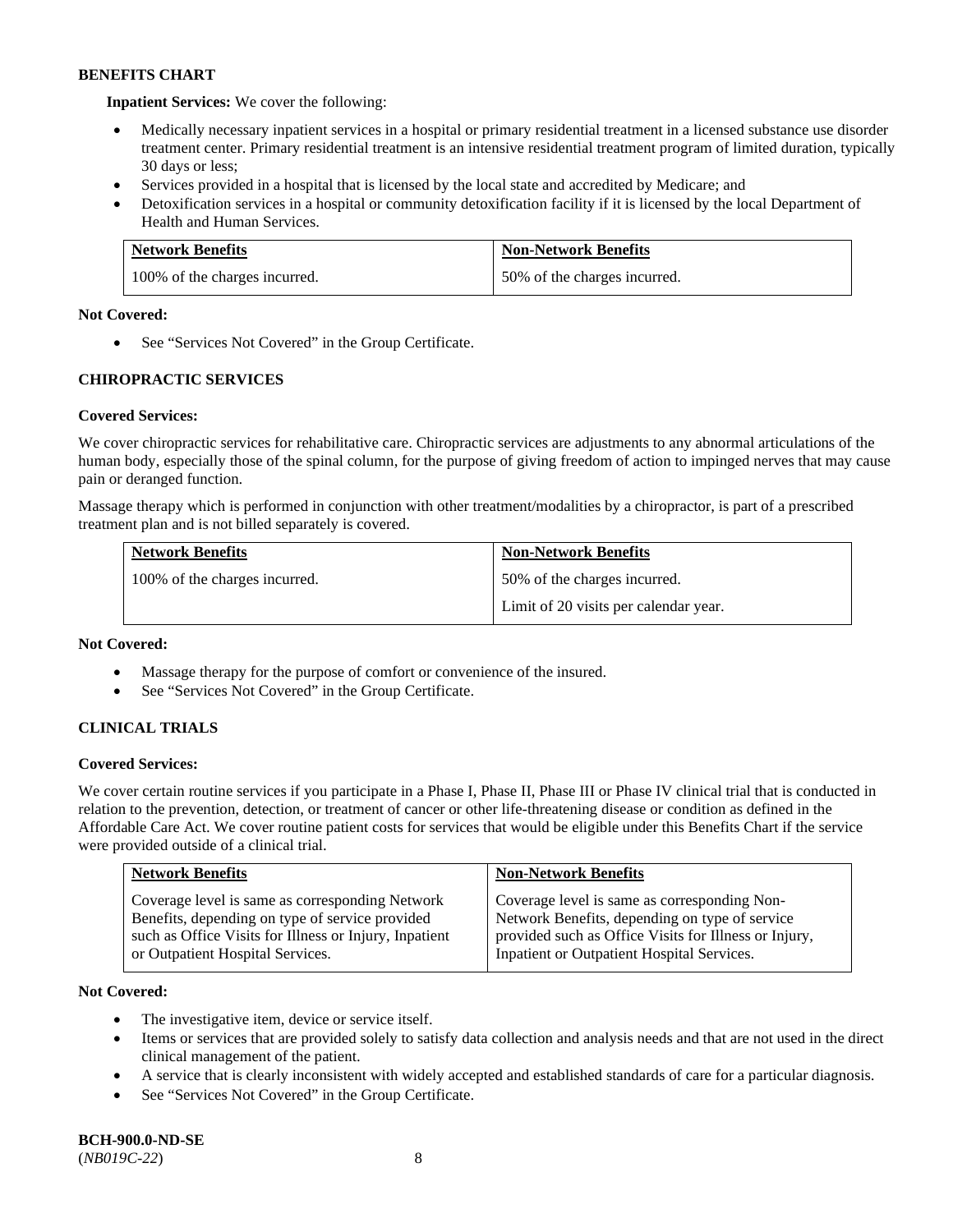**BENEFITS CHART**

**Inpatient Services:** We cover the following:

- Medically necessary inpatient services in a hospital or primary residential treatment in a licensed substance use disorder treatment center. Primary residential treatment is an intensive residential treatment program of limited duration, typically 30 days or less;
- Services provided in a hospital that is licensed by the local state and accredited by Medicare; and
- Detoxification services in a hospital or community detoxification facility if it is licensed by the local Department of Health and Human Services.

| Network Benefits | Non-Network Benefits |
| --- | --- |
| 100% of the charges incurred. | 50% of the charges incurred. |

**Not Covered:**

- See "Services Not Covered" in the Group Certificate.

### CHIROPRACTIC SERVICES

**Covered Services:**

We cover chiropractic services for rehabilitative care. Chiropractic services are adjustments to any abnormal articulations of the human body, especially those of the spinal column, for the purpose of giving freedom of action to impinged nerves that may cause pain or deranged function.

Massage therapy which is performed in conjunction with other treatment/modalities by a chiropractor, is part of a prescribed treatment plan and is not billed separately is covered.

| Network Benefits | Non-Network Benefits |
| --- | --- |
| 100% of the charges incurred. | 50% of the charges incurred.<br>Limit of 20 visits per calendar year. |

**Not Covered:**

- Massage therapy for the purpose of comfort or convenience of the insured.
- See "Services Not Covered" in the Group Certificate.

### CLINICAL TRIALS

**Covered Services:**

We cover certain routine services if you participate in a Phase I, Phase II, Phase III or Phase IV clinical trial that is conducted in relation to the prevention, detection, or treatment of cancer or other life-threatening disease or condition as defined in the Affordable Care Act. We cover routine patient costs for services that would be eligible under this Benefits Chart if the service were provided outside of a clinical trial.

| Network Benefits | Non-Network Benefits |
| --- | --- |
| Coverage level is same as corresponding Network Benefits, depending on type of service provided such as Office Visits for Illness or Injury, Inpatient or Outpatient Hospital Services. | Coverage level is same as corresponding Non-Network Benefits, depending on type of service provided such as Office Visits for Illness or Injury, Inpatient or Outpatient Hospital Services. |

**Not Covered:**

- The investigative item, device or service itself.
- Items or services that are provided solely to satisfy data collection and analysis needs and that are not used in the direct clinical management of the patient.
- A service that is clearly inconsistent with widely accepted and established standards of care for a particular diagnosis.
- See "Services Not Covered" in the Group Certificate.

**BCH-900.0-ND-SE**
(*NB019C-22*)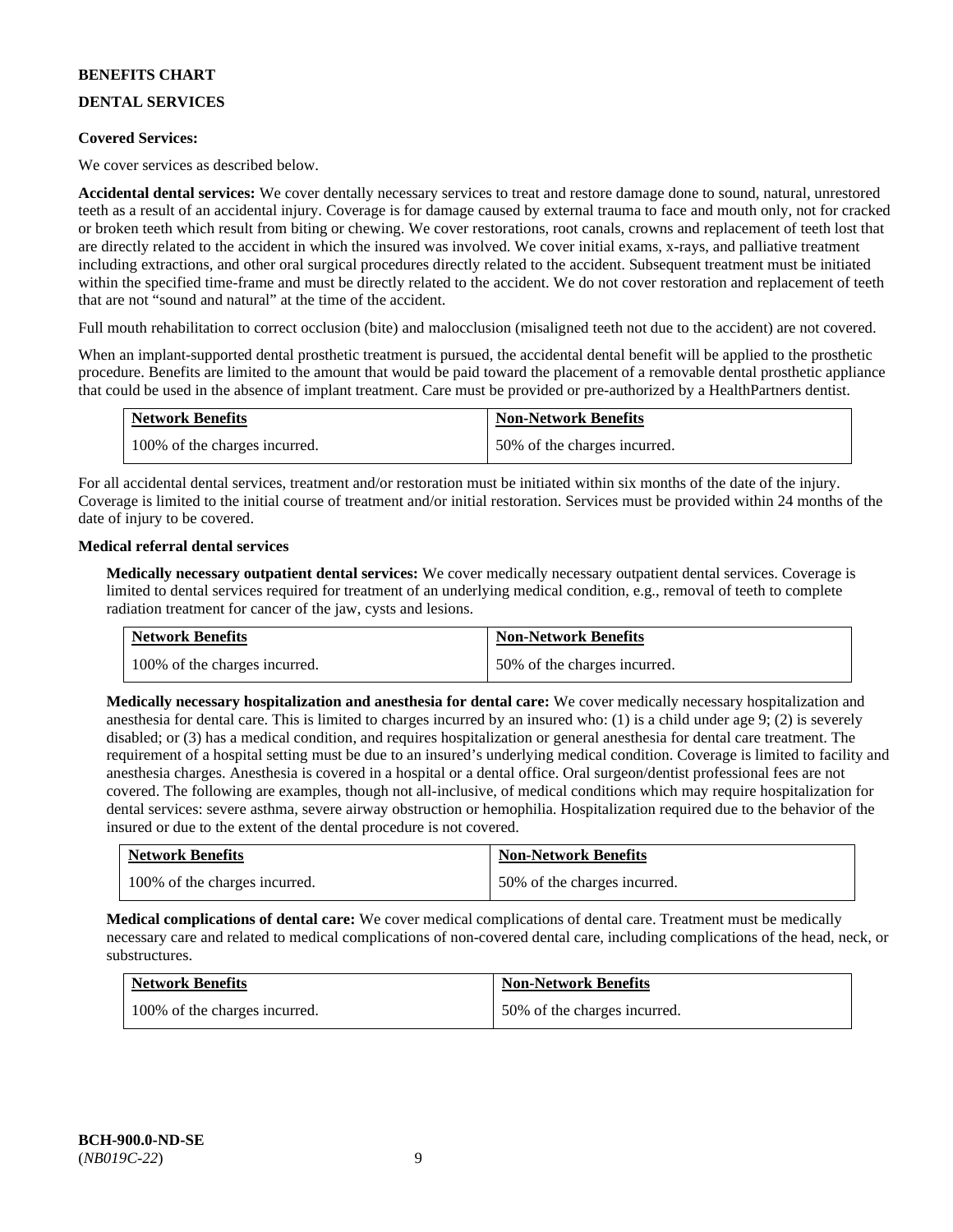**BENEFITS CHART**

**DENTAL SERVICES**

**Covered Services:**

We cover services as described below.

**Accidental dental services:** We cover dentally necessary services to treat and restore damage done to sound, natural, unrestored teeth as a result of an accidental injury. Coverage is for damage caused by external trauma to face and mouth only, not for cracked or broken teeth which result from biting or chewing. We cover restorations, root canals, crowns and replacement of teeth lost that are directly related to the accident in which the insured was involved. We cover initial exams, x-rays, and palliative treatment including extractions, and other oral surgical procedures directly related to the accident. Subsequent treatment must be initiated within the specified time-frame and must be directly related to the accident. We do not cover restoration and replacement of teeth that are not "sound and natural" at the time of the accident.

Full mouth rehabilitation to correct occlusion (bite) and malocclusion (misaligned teeth not due to the accident) are not covered.

When an implant-supported dental prosthetic treatment is pursued, the accidental dental benefit will be applied to the prosthetic procedure. Benefits are limited to the amount that would be paid toward the placement of a removable dental prosthetic appliance that could be used in the absence of implant treatment. Care must be provided or pre-authorized by a HealthPartners dentist.

| Network Benefits | Non-Network Benefits |
|---|---|
| 100% of the charges incurred. | 50% of the charges incurred. |

For all accidental dental services, treatment and/or restoration must be initiated within six months of the date of the injury. Coverage is limited to the initial course of treatment and/or initial restoration. Services must be provided within 24 months of the date of injury to be covered.

**Medical referral dental services**

**Medically necessary outpatient dental services:** We cover medically necessary outpatient dental services. Coverage is limited to dental services required for treatment of an underlying medical condition, e.g., removal of teeth to complete radiation treatment for cancer of the jaw, cysts and lesions.

| Network Benefits | Non-Network Benefits |
|---|---|
| 100% of the charges incurred. | 50% of the charges incurred. |

**Medically necessary hospitalization and anesthesia for dental care:** We cover medically necessary hospitalization and anesthesia for dental care. This is limited to charges incurred by an insured who: (1) is a child under age 9; (2) is severely disabled; or (3) has a medical condition, and requires hospitalization or general anesthesia for dental care treatment. The requirement of a hospital setting must be due to an insured's underlying medical condition. Coverage is limited to facility and anesthesia charges. Anesthesia is covered in a hospital or a dental office. Oral surgeon/dentist professional fees are not covered. The following are examples, though not all-inclusive, of medical conditions which may require hospitalization for dental services: severe asthma, severe airway obstruction or hemophilia. Hospitalization required due to the behavior of the insured or due to the extent of the dental procedure is not covered.

| Network Benefits | Non-Network Benefits |
|---|---|
| 100% of the charges incurred. | 50% of the charges incurred. |

**Medical complications of dental care:** We cover medical complications of dental care. Treatment must be medically necessary care and related to medical complications of non-covered dental care, including complications of the head, neck, or substructures.

| Network Benefits | Non-Network Benefits |
|---|---|
| 100% of the charges incurred. | 50% of the charges incurred. |

**BCH-900.0-ND-SE**
(*NB019C-22*)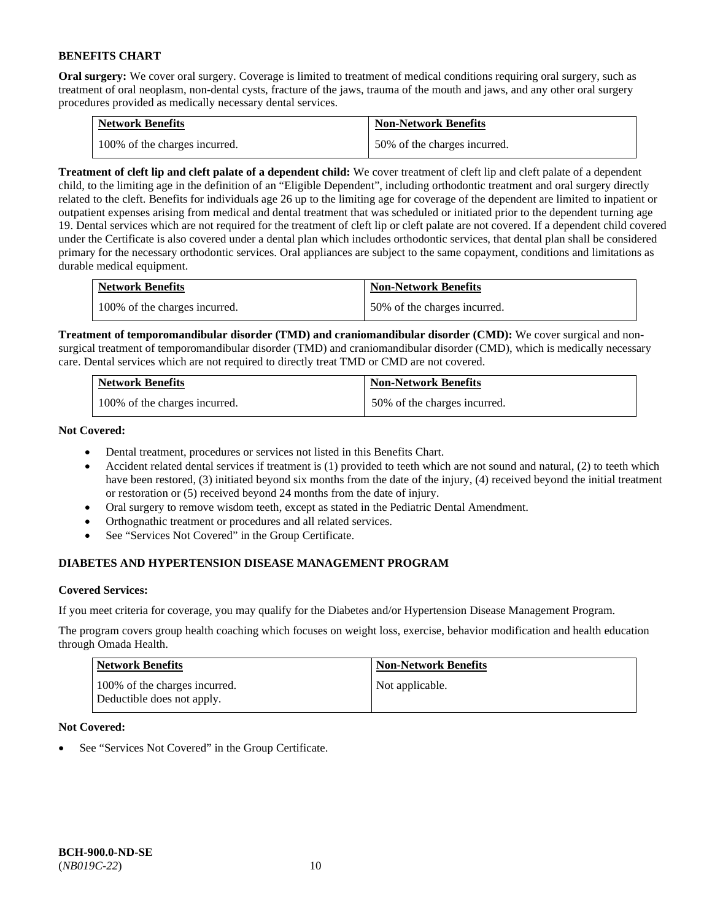### BENEFITS CHART

**Oral surgery:** We cover oral surgery. Coverage is limited to treatment of medical conditions requiring oral surgery, such as treatment of oral neoplasm, non-dental cysts, fracture of the jaws, trauma of the mouth and jaws, and any other oral surgery procedures provided as medically necessary dental services.

| Network Benefits | Non-Network Benefits |
|---|---|
| 100% of the charges incurred. | 50% of the charges incurred. |

**Treatment of cleft lip and cleft palate of a dependent child:** We cover treatment of cleft lip and cleft palate of a dependent child, to the limiting age in the definition of an "Eligible Dependent", including orthodontic treatment and oral surgery directly related to the cleft. Benefits for individuals age 26 up to the limiting age for coverage of the dependent are limited to inpatient or outpatient expenses arising from medical and dental treatment that was scheduled or initiated prior to the dependent turning age 19. Dental services which are not required for the treatment of cleft lip or cleft palate are not covered. If a dependent child covered under the Certificate is also covered under a dental plan which includes orthodontic services, that dental plan shall be considered primary for the necessary orthodontic services. Oral appliances are subject to the same copayment, conditions and limitations as durable medical equipment.

| Network Benefits | Non-Network Benefits |
|---|---|
| 100% of the charges incurred. | 50% of the charges incurred. |

**Treatment of temporomandibular disorder (TMD) and craniomandibular disorder (CMD):** We cover surgical and non-surgical treatment of temporomandibular disorder (TMD) and craniomandibular disorder (CMD), which is medically necessary care. Dental services which are not required to directly treat TMD or CMD are not covered.

| Network Benefits | Non-Network Benefits |
|---|---|
| 100% of the charges incurred. | 50% of the charges incurred. |

**Not Covered:**

- Dental treatment, procedures or services not listed in this Benefits Chart.
- Accident related dental services if treatment is (1) provided to teeth which are not sound and natural, (2) to teeth which have been restored, (3) initiated beyond six months from the date of the injury, (4) received beyond the initial treatment or restoration or (5) received beyond 24 months from the date of injury.
- Oral surgery to remove wisdom teeth, except as stated in the Pediatric Dental Amendment.
- Orthognathic treatment or procedures and all related services.
- See "Services Not Covered" in the Group Certificate.

### DIABETES AND HYPERTENSION DISEASE MANAGEMENT PROGRAM

**Covered Services:**

If you meet criteria for coverage, you may qualify for the Diabetes and/or Hypertension Disease Management Program.

The program covers group health coaching which focuses on weight loss, exercise, behavior modification and health education through Omada Health.

| Network Benefits | Non-Network Benefits |
|---|---|
| 100% of the charges incurred. Deductible does not apply. | Not applicable. |

**Not Covered:**

- See "Services Not Covered" in the Group Certificate.

**BCH-900.0-ND-SE**
(*NB019C-22*)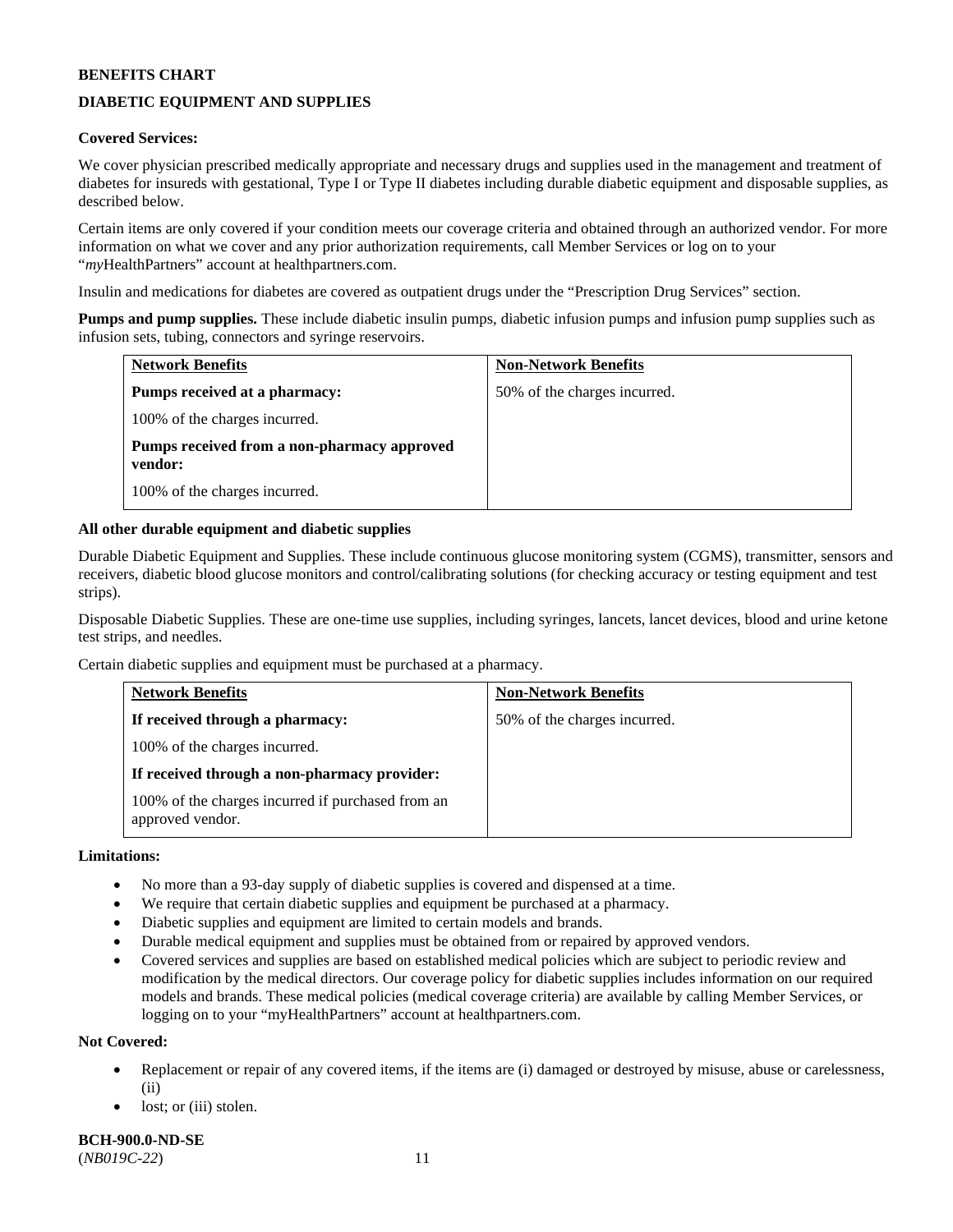**BENEFITS CHART**

**DIABETIC EQUIPMENT AND SUPPLIES**

**Covered Services:**

We cover physician prescribed medically appropriate and necessary drugs and supplies used in the management and treatment of diabetes for insureds with gestational, Type I or Type II diabetes including durable diabetic equipment and disposable supplies, as described below.

Certain items are only covered if your condition meets our coverage criteria and obtained through an authorized vendor. For more information on what we cover and any prior authorization requirements, call Member Services or log on to your "*my*HealthPartners" account at healthpartners.com.

Insulin and medications for diabetes are covered as outpatient drugs under the "Prescription Drug Services" section.

**Pumps and pump supplies.** These include diabetic insulin pumps, diabetic infusion pumps and infusion pump supplies such as infusion sets, tubing, connectors and syringe reservoirs.

| Network Benefits | Non-Network Benefits |
|---|---|
| **Pumps received at a pharmacy:**<br>100% of the charges incurred.<br>**Pumps received from a non-pharmacy approved vendor:**<br>100% of the charges incurred. | 50% of the charges incurred. |

**All other durable equipment and diabetic supplies**

Durable Diabetic Equipment and Supplies. These include continuous glucose monitoring system (CGMS), transmitter, sensors and receivers, diabetic blood glucose monitors and control/calibrating solutions (for checking accuracy or testing equipment and test strips).

Disposable Diabetic Supplies. These are one-time use supplies, including syringes, lancets, lancet devices, blood and urine ketone test strips, and needles.

Certain diabetic supplies and equipment must be purchased at a pharmacy.

| Network Benefits | Non-Network Benefits |
|---|---|
| **If received through a pharmacy:**<br>100% of the charges incurred.<br>**If received through a non-pharmacy provider:**<br>100% of the charges incurred if purchased from an approved vendor. | 50% of the charges incurred. |

**Limitations:**

- No more than a 93-day supply of diabetic supplies is covered and dispensed at a time.
- We require that certain diabetic supplies and equipment be purchased at a pharmacy.
- Diabetic supplies and equipment are limited to certain models and brands.
- Durable medical equipment and supplies must be obtained from or repaired by approved vendors.
- Covered services and supplies are based on established medical policies which are subject to periodic review and modification by the medical directors. Our coverage policy for diabetic supplies includes information on our required models and brands. These medical policies (medical coverage criteria) are available by calling Member Services, or logging on to your "myHealthPartners" account at healthpartners.com.

**Not Covered:**

- Replacement or repair of any covered items, if the items are (i) damaged or destroyed by misuse, abuse or carelessness, (ii)
- lost; or (iii) stolen.

**BCH-900.0-ND-SE**
(*NB019C-22*)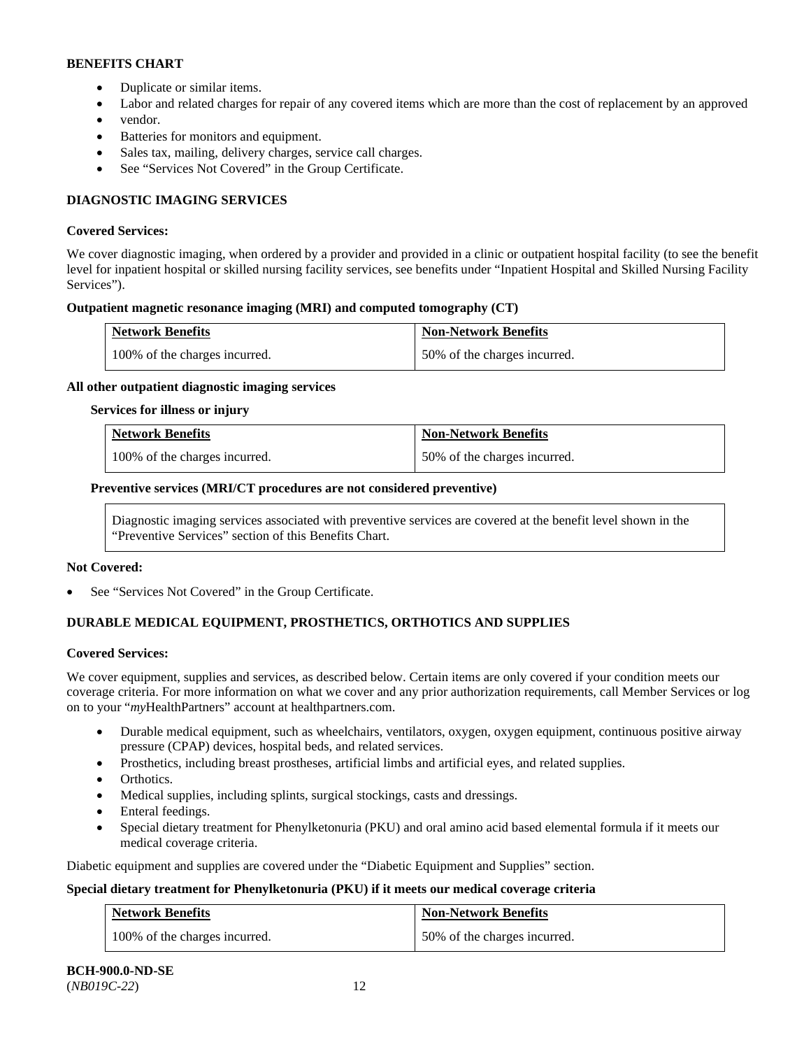**BENEFITS CHART**

- Duplicate or similar items.
- Labor and related charges for repair of any covered items which are more than the cost of replacement by an approved
- vendor.
- Batteries for monitors and equipment.
- Sales tax, mailing, delivery charges, service call charges.
- See "Services Not Covered" in the Group Certificate.

**DIAGNOSTIC IMAGING SERVICES**

**Covered Services:**

We cover diagnostic imaging, when ordered by a provider and provided in a clinic or outpatient hospital facility (to see the benefit level for inpatient hospital or skilled nursing facility services, see benefits under "Inpatient Hospital and Skilled Nursing Facility Services").

**Outpatient magnetic resonance imaging (MRI) and computed tomography (CT)**

| Network Benefits | Non-Network Benefits |
|---|---|
| 100% of the charges incurred. | 50% of the charges incurred. |

**All other outpatient diagnostic imaging services**

**Services for illness or injury**

| Network Benefits | Non-Network Benefits |
|---|---|
| 100% of the charges incurred. | 50% of the charges incurred. |

**Preventive services (MRI/CT procedures are not considered preventive)**

Diagnostic imaging services associated with preventive services are covered at the benefit level shown in the "Preventive Services" section of this Benefits Chart.

**Not Covered:**

- See "Services Not Covered" in the Group Certificate.

**DURABLE MEDICAL EQUIPMENT, PROSTHETICS, ORTHOTICS AND SUPPLIES**

**Covered Services:**

We cover equipment, supplies and services, as described below. Certain items are only covered if your condition meets our coverage criteria. For more information on what we cover and any prior authorization requirements, call Member Services or log on to your "*my*HealthPartners" account at healthpartners.com.

- Durable medical equipment, such as wheelchairs, ventilators, oxygen, oxygen equipment, continuous positive airway pressure (CPAP) devices, hospital beds, and related services.
- Prosthetics, including breast prostheses, artificial limbs and artificial eyes, and related supplies.
- Orthotics.
- Medical supplies, including splints, surgical stockings, casts and dressings.
- Enteral feedings.
- Special dietary treatment for Phenylketonuria (PKU) and oral amino acid based elemental formula if it meets our medical coverage criteria.

Diabetic equipment and supplies are covered under the "Diabetic Equipment and Supplies" section.

**Special dietary treatment for Phenylketonuria (PKU) if it meets our medical coverage criteria**

| Network Benefits | Non-Network Benefits |
|---|---|
| 100% of the charges incurred. | 50% of the charges incurred. |

**BCH-900.0-ND-SE**
(*NB019C-22*)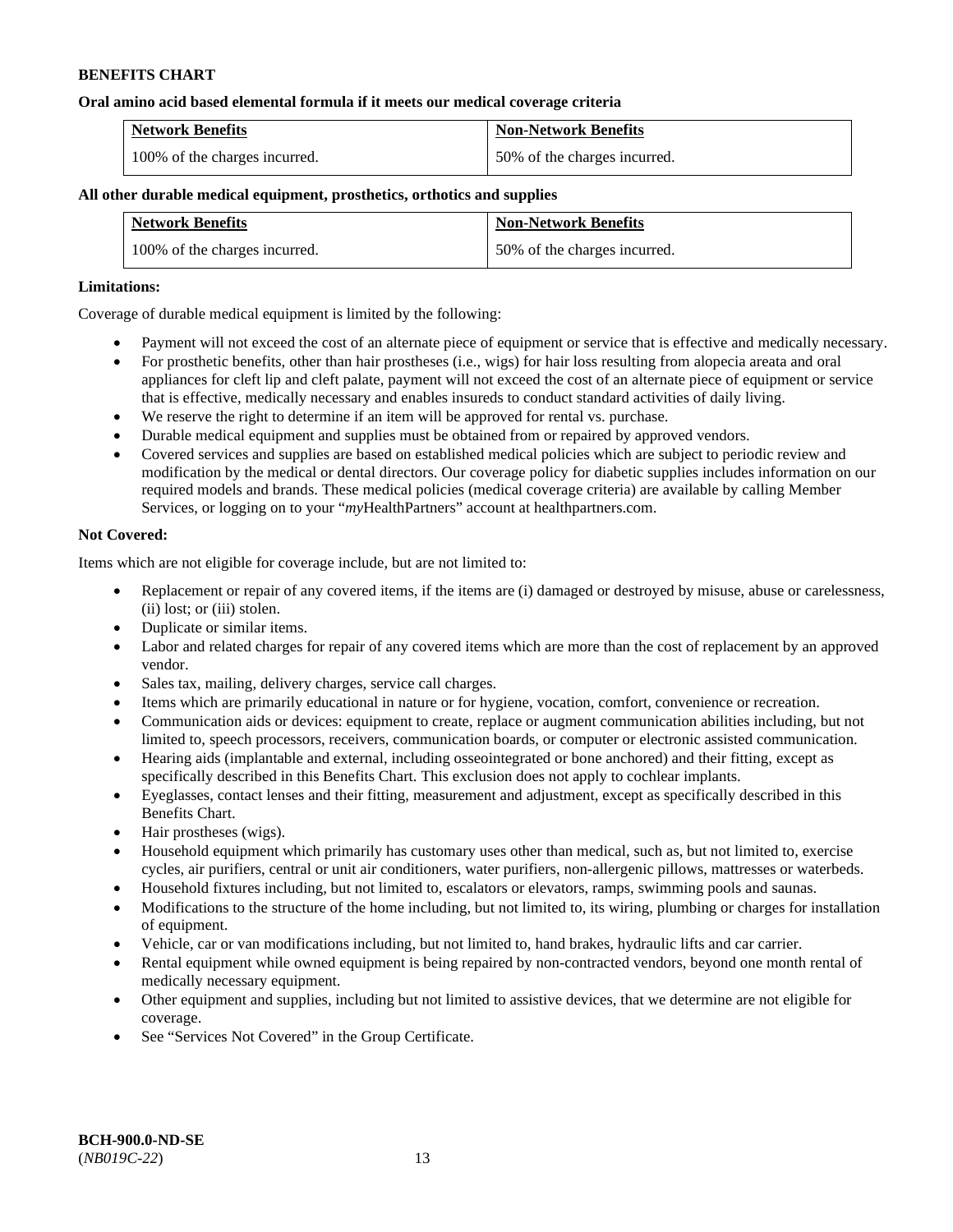**BENEFITS CHART**

**Oral amino acid based elemental formula if it meets our medical coverage criteria**

| Network Benefits | Non-Network Benefits |
| --- | --- |
| 100% of the charges incurred. | 50% of the charges incurred. |

**All other durable medical equipment, prosthetics, orthotics and supplies**

| Network Benefits | Non-Network Benefits |
| --- | --- |
| 100% of the charges incurred. | 50% of the charges incurred. |

**Limitations:**

Coverage of durable medical equipment is limited by the following:

- Payment will not exceed the cost of an alternate piece of equipment or service that is effective and medically necessary.
- For prosthetic benefits, other than hair prostheses (i.e., wigs) for hair loss resulting from alopecia areata and oral appliances for cleft lip and cleft palate, payment will not exceed the cost of an alternate piece of equipment or service that is effective, medically necessary and enables insureds to conduct standard activities of daily living.
- We reserve the right to determine if an item will be approved for rental vs. purchase.
- Durable medical equipment and supplies must be obtained from or repaired by approved vendors.
- Covered services and supplies are based on established medical policies which are subject to periodic review and modification by the medical or dental directors. Our coverage policy for diabetic supplies includes information on our required models and brands. These medical policies (medical coverage criteria) are available by calling Member Services, or logging on to your "*my*HealthPartners" account at healthpartners.com.

**Not Covered:**

Items which are not eligible for coverage include, but are not limited to:

- Replacement or repair of any covered items, if the items are (i) damaged or destroyed by misuse, abuse or carelessness, (ii) lost; or (iii) stolen.
- Duplicate or similar items.
- Labor and related charges for repair of any covered items which are more than the cost of replacement by an approved vendor.
- Sales tax, mailing, delivery charges, service call charges.
- Items which are primarily educational in nature or for hygiene, vocation, comfort, convenience or recreation.
- Communication aids or devices: equipment to create, replace or augment communication abilities including, but not limited to, speech processors, receivers, communication boards, or computer or electronic assisted communication.
- Hearing aids (implantable and external, including osseointegrated or bone anchored) and their fitting, except as specifically described in this Benefits Chart. This exclusion does not apply to cochlear implants.
- Eyeglasses, contact lenses and their fitting, measurement and adjustment, except as specifically described in this Benefits Chart.
- Hair prostheses (wigs).
- Household equipment which primarily has customary uses other than medical, such as, but not limited to, exercise cycles, air purifiers, central or unit air conditioners, water purifiers, non-allergenic pillows, mattresses or waterbeds.
- Household fixtures including, but not limited to, escalators or elevators, ramps, swimming pools and saunas.
- Modifications to the structure of the home including, but not limited to, its wiring, plumbing or charges for installation of equipment.
- Vehicle, car or van modifications including, but not limited to, hand brakes, hydraulic lifts and car carrier.
- Rental equipment while owned equipment is being repaired by non-contracted vendors, beyond one month rental of medically necessary equipment.
- Other equipment and supplies, including but not limited to assistive devices, that we determine are not eligible for coverage.
- See "Services Not Covered" in the Group Certificate.

**BCH-900.0-ND-SE**
(*NB019C-22*)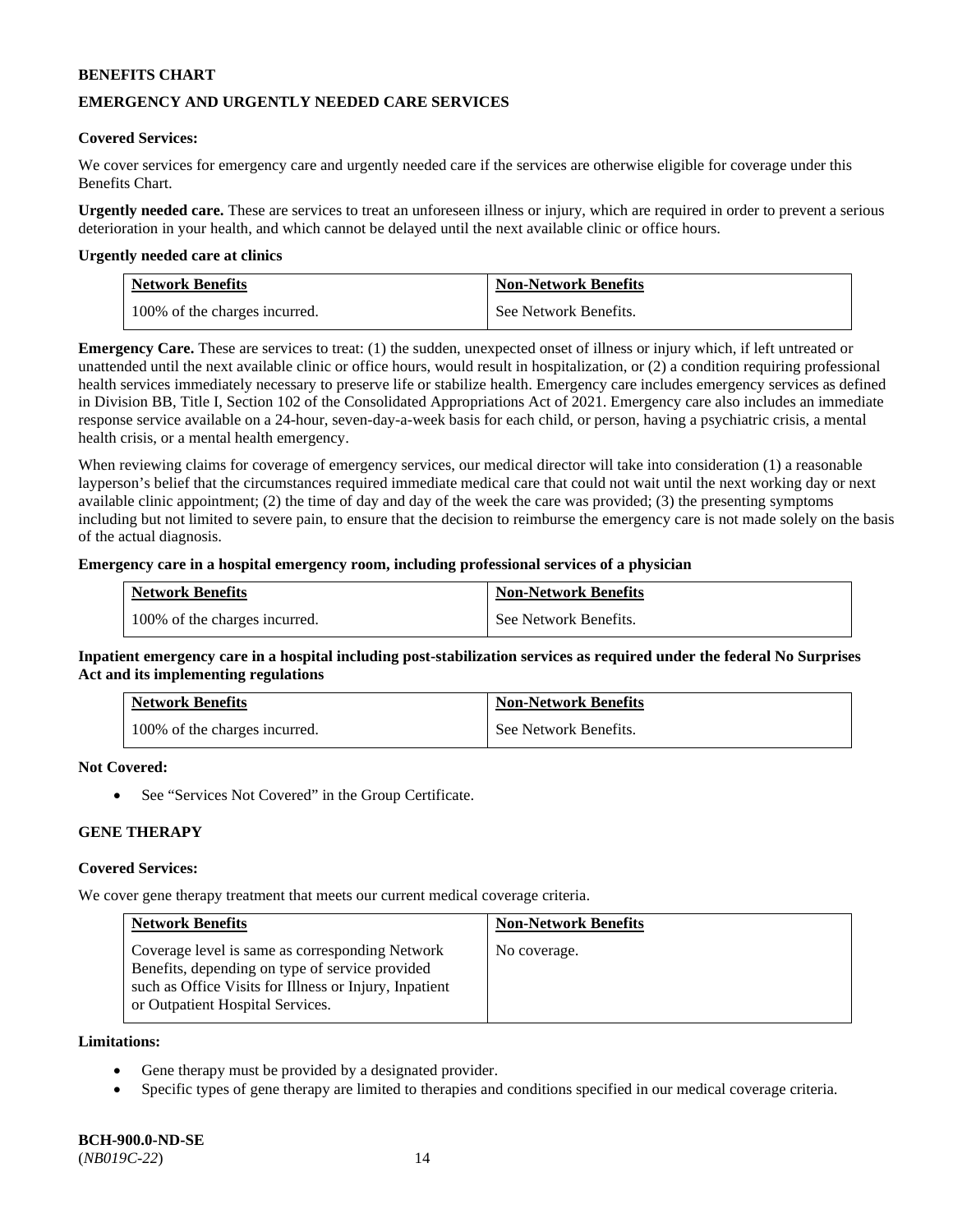**BENEFITS CHART**

**EMERGENCY AND URGENTLY NEEDED CARE SERVICES**

**Covered Services:**

We cover services for emergency care and urgently needed care if the services are otherwise eligible for coverage under this Benefits Chart.

**Urgently needed care.** These are services to treat an unforeseen illness or injury, which are required in order to prevent a serious deterioration in your health, and which cannot be delayed until the next available clinic or office hours.

**Urgently needed care at clinics**

| Network Benefits | Non-Network Benefits |
|---|---|
| 100% of the charges incurred. | See Network Benefits. |

**Emergency Care.** These are services to treat: (1) the sudden, unexpected onset of illness or injury which, if left untreated or unattended until the next available clinic or office hours, would result in hospitalization, or (2) a condition requiring professional health services immediately necessary to preserve life or stabilize health. Emergency care includes emergency services as defined in Division BB, Title I, Section 102 of the Consolidated Appropriations Act of 2021. Emergency care also includes an immediate response service available on a 24-hour, seven-day-a-week basis for each child, or person, having a psychiatric crisis, a mental health crisis, or a mental health emergency.

When reviewing claims for coverage of emergency services, our medical director will take into consideration (1) a reasonable layperson's belief that the circumstances required immediate medical care that could not wait until the next working day or next available clinic appointment; (2) the time of day and day of the week the care was provided; (3) the presenting symptoms including but not limited to severe pain, to ensure that the decision to reimburse the emergency care is not made solely on the basis of the actual diagnosis.

**Emergency care in a hospital emergency room, including professional services of a physician**

| Network Benefits | Non-Network Benefits |
|---|---|
| 100% of the charges incurred. | See Network Benefits. |

**Inpatient emergency care in a hospital including post-stabilization services as required under the federal No Surprises Act and its implementing regulations**

| Network Benefits | Non-Network Benefits |
|---|---|
| 100% of the charges incurred. | See Network Benefits. |

**Not Covered:**

- See "Services Not Covered" in the Group Certificate.

**GENE THERAPY**

**Covered Services:**

We cover gene therapy treatment that meets our current medical coverage criteria.

| Network Benefits | Non-Network Benefits |
|---|---|
| Coverage level is same as corresponding Network Benefits, depending on type of service provided such as Office Visits for Illness or Injury, Inpatient or Outpatient Hospital Services. | No coverage. |

**Limitations:**

- Gene therapy must be provided by a designated provider.
- Specific types of gene therapy are limited to therapies and conditions specified in our medical coverage criteria.

**BCH-900.0-ND-SE**
(*NB019C-22*)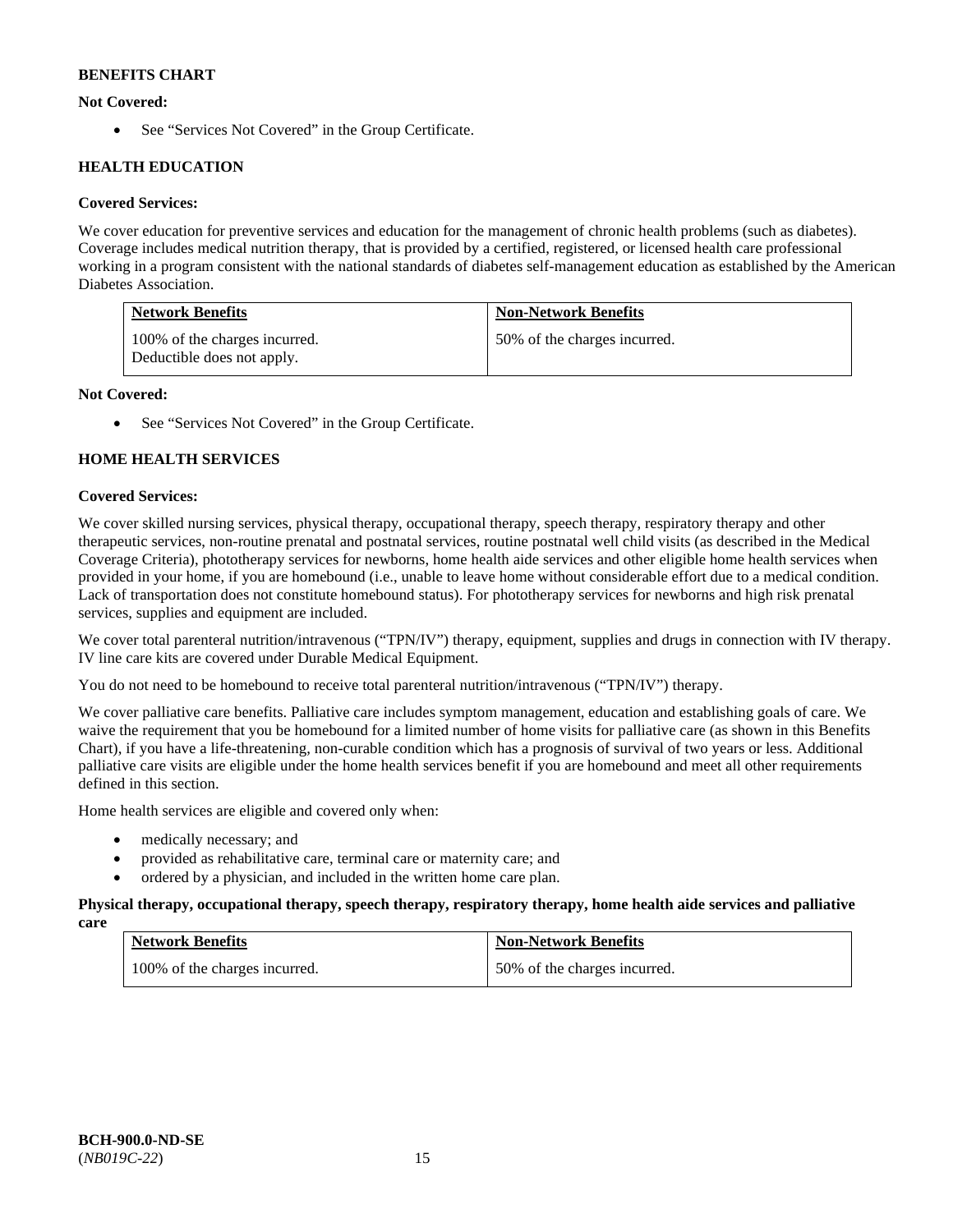**BENEFITS CHART**

**Not Covered:**

- See "Services Not Covered" in the Group Certificate.

### HEALTH EDUCATION

**Covered Services:**

We cover education for preventive services and education for the management of chronic health problems (such as diabetes). Coverage includes medical nutrition therapy, that is provided by a certified, registered, or licensed health care professional working in a program consistent with the national standards of diabetes self-management education as established by the American Diabetes Association.

| Network Benefits | Non-Network Benefits |
| --- | --- |
| 100% of the charges incurred. Deductible does not apply. | 50% of the charges incurred. |

**Not Covered:**

- See "Services Not Covered" in the Group Certificate.

### HOME HEALTH SERVICES

**Covered Services:**

We cover skilled nursing services, physical therapy, occupational therapy, speech therapy, respiratory therapy and other therapeutic services, non-routine prenatal and postnatal services, routine postnatal well child visits (as described in the Medical Coverage Criteria), phototherapy services for newborns, home health aide services and other eligible home health services when provided in your home, if you are homebound (i.e., unable to leave home without considerable effort due to a medical condition. Lack of transportation does not constitute homebound status). For phototherapy services for newborns and high risk prenatal services, supplies and equipment are included.

We cover total parenteral nutrition/intravenous ("TPN/IV") therapy, equipment, supplies and drugs in connection with IV therapy. IV line care kits are covered under Durable Medical Equipment.

You do not need to be homebound to receive total parenteral nutrition/intravenous ("TPN/IV") therapy.

We cover palliative care benefits. Palliative care includes symptom management, education and establishing goals of care. We waive the requirement that you be homebound for a limited number of home visits for palliative care (as shown in this Benefits Chart), if you have a life-threatening, non-curable condition which has a prognosis of survival of two years or less. Additional palliative care visits are eligible under the home health services benefit if you are homebound and meet all other requirements defined in this section.

Home health services are eligible and covered only when:

- medically necessary; and
- provided as rehabilitative care, terminal care or maternity care; and
- ordered by a physician, and included in the written home care plan.

**Physical therapy, occupational therapy, speech therapy, respiratory therapy, home health aide services and palliative care**

| Network Benefits | Non-Network Benefits |
| --- | --- |
| 100% of the charges incurred. | 50% of the charges incurred. |

BCH-900.0-ND-SE
(*NB019C-22*)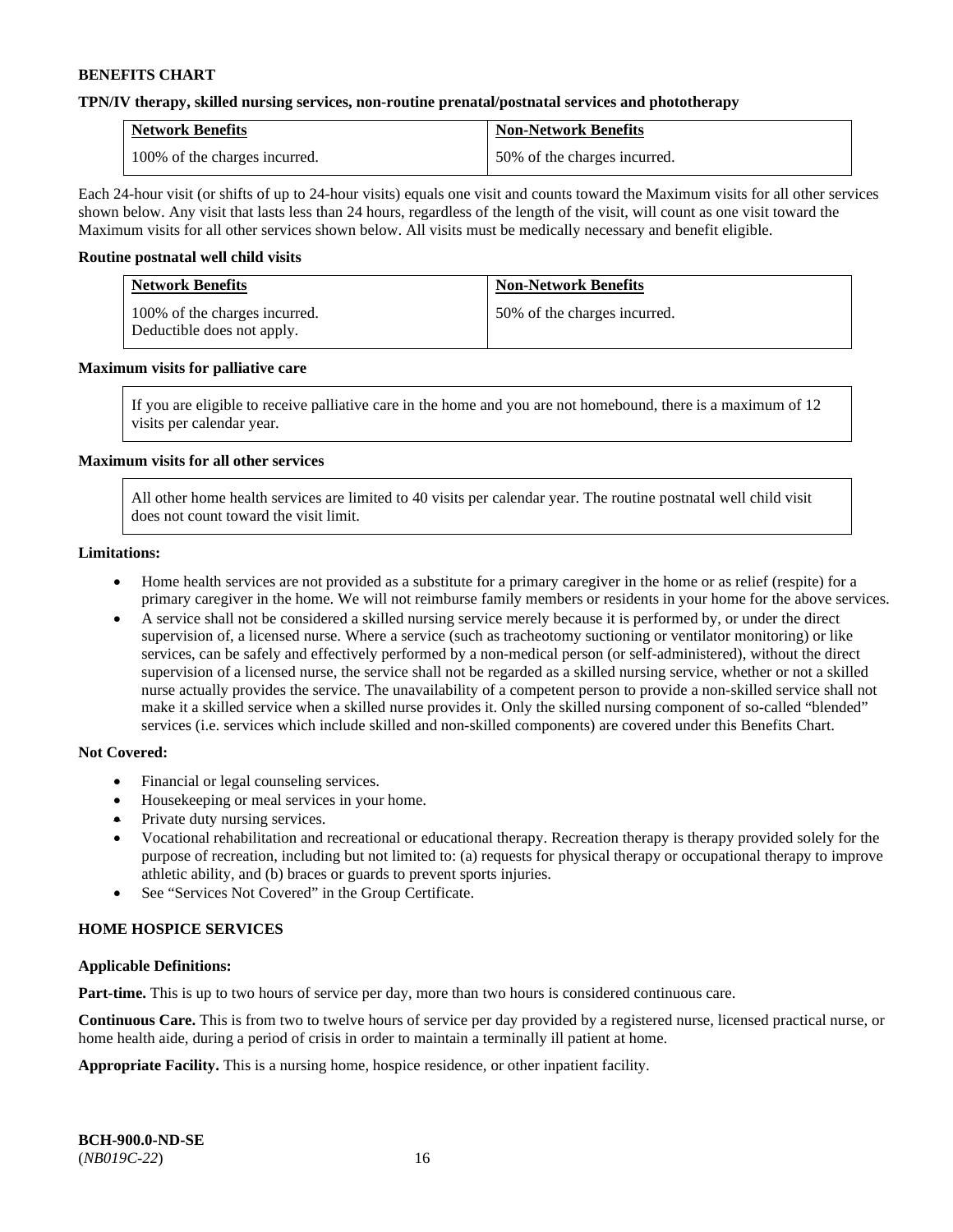**BENEFITS CHART**

**TPN/IV therapy, skilled nursing services, non-routine prenatal/postnatal services and phototherapy**

| Network Benefits | Non-Network Benefits |
| --- | --- |
| 100% of the charges incurred. | 50% of the charges incurred. |

Each 24-hour visit (or shifts of up to 24-hour visits) equals one visit and counts toward the Maximum visits for all other services shown below. Any visit that lasts less than 24 hours, regardless of the length of the visit, will count as one visit toward the Maximum visits for all other services shown below. All visits must be medically necessary and benefit eligible.

**Routine postnatal well child visits**

| Network Benefits | Non-Network Benefits |
| --- | --- |
| 100% of the charges incurred. Deductible does not apply. | 50% of the charges incurred. |

**Maximum visits for palliative care**

| If you are eligible to receive palliative care in the home and you are not homebound, there is a maximum of 12 visits per calendar year. |
| --- |

**Maximum visits for all other services**

| All other home health services are limited to 40 visits per calendar year. The routine postnatal well child visit does not count toward the visit limit. |
| --- |

**Limitations:**

- Home health services are not provided as a substitute for a primary caregiver in the home or as relief (respite) for a primary caregiver in the home. We will not reimburse family members or residents in your home for the above services.
- A service shall not be considered a skilled nursing service merely because it is performed by, or under the direct supervision of, a licensed nurse. Where a service (such as tracheotomy suctioning or ventilator monitoring) or like services, can be safely and effectively performed by a non-medical person (or self-administered), without the direct supervision of a licensed nurse, the service shall not be regarded as a skilled nursing service, whether or not a skilled nurse actually provides the service. The unavailability of a competent person to provide a non-skilled service shall not make it a skilled service when a skilled nurse provides it. Only the skilled nursing component of so-called "blended" services (i.e. services which include skilled and non-skilled components) are covered under this Benefits Chart.

**Not Covered:**

- Financial or legal counseling services.
- Housekeeping or meal services in your home.
- Private duty nursing services.
- Vocational rehabilitation and recreational or educational therapy. Recreation therapy is therapy provided solely for the purpose of recreation, including but not limited to: (a) requests for physical therapy or occupational therapy to improve athletic ability, and (b) braces or guards to prevent sports injuries.
- See "Services Not Covered" in the Group Certificate.

**HOME HOSPICE SERVICES**

**Applicable Definitions:**

**Part-time.** This is up to two hours of service per day, more than two hours is considered continuous care.

**Continuous Care.** This is from two to twelve hours of service per day provided by a registered nurse, licensed practical nurse, or home health aide, during a period of crisis in order to maintain a terminally ill patient at home.

**Appropriate Facility.** This is a nursing home, hospice residence, or other inpatient facility.

**BCH-900.0-ND-SE**
(*NB019C-22*)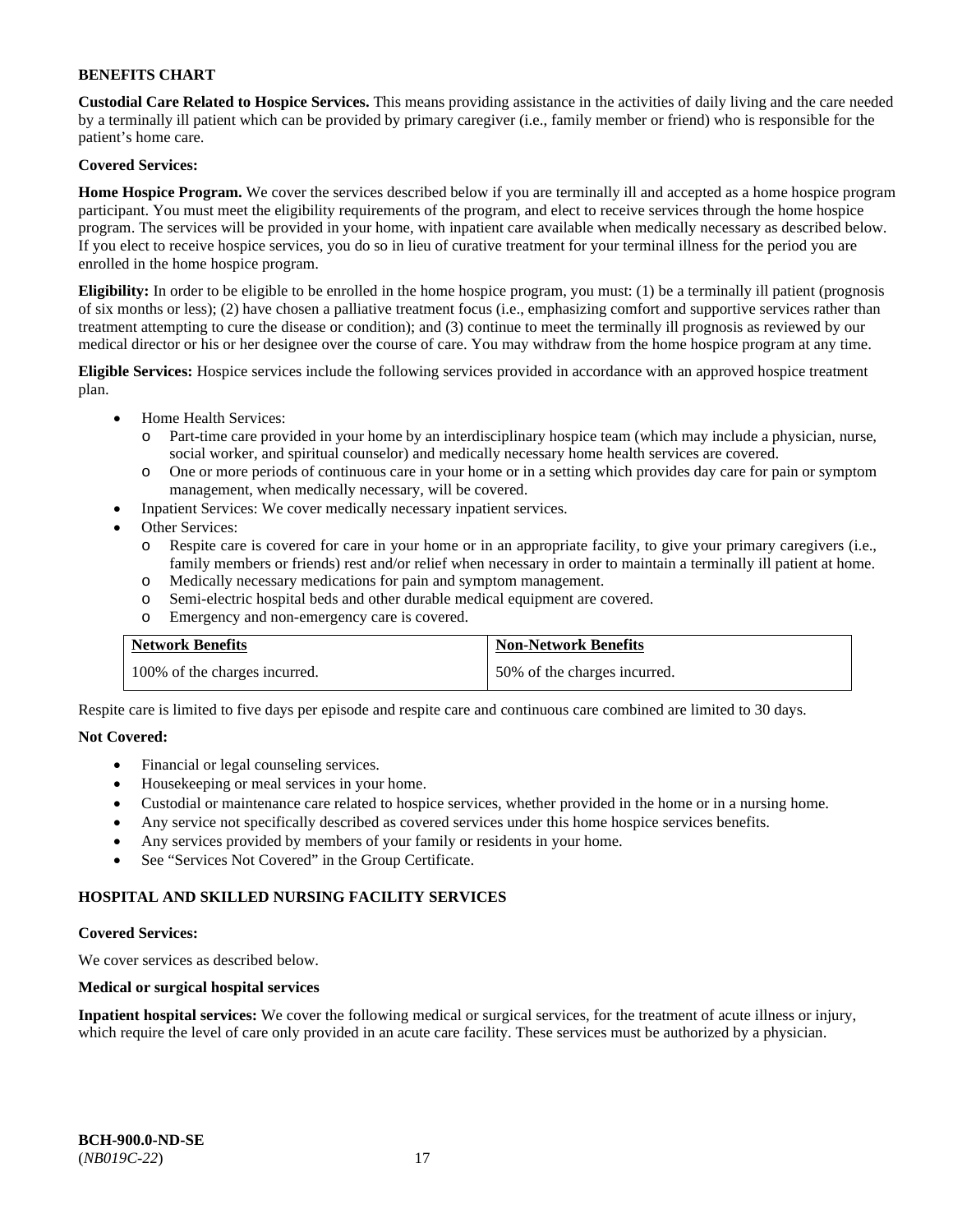**BENEFITS CHART**

**Custodial Care Related to Hospice Services.** This means providing assistance in the activities of daily living and the care needed by a terminally ill patient which can be provided by primary caregiver (i.e., family member or friend) who is responsible for the patient's home care.

**Covered Services:**

**Home Hospice Program.** We cover the services described below if you are terminally ill and accepted as a home hospice program participant. You must meet the eligibility requirements of the program, and elect to receive services through the home hospice program. The services will be provided in your home, with inpatient care available when medically necessary as described below. If you elect to receive hospice services, you do so in lieu of curative treatment for your terminal illness for the period you are enrolled in the home hospice program.

**Eligibility:** In order to be eligible to be enrolled in the home hospice program, you must: (1) be a terminally ill patient (prognosis of six months or less); (2) have chosen a palliative treatment focus (i.e., emphasizing comfort and supportive services rather than treatment attempting to cure the disease or condition); and (3) continue to meet the terminally ill prognosis as reviewed by our medical director or his or her designee over the course of care. You may withdraw from the home hospice program at any time.

**Eligible Services:** Hospice services include the following services provided in accordance with an approved hospice treatment plan.

- Home Health Services:
  - Part-time care provided in your home by an interdisciplinary hospice team (which may include a physician, nurse, social worker, and spiritual counselor) and medically necessary home health services are covered.
  - One or more periods of continuous care in your home or in a setting which provides day care for pain or symptom management, when medically necessary, will be covered.
- Inpatient Services: We cover medically necessary inpatient services.
- Other Services:
  - Respite care is covered for care in your home or in an appropriate facility, to give your primary caregivers (i.e., family members or friends) rest and/or relief when necessary in order to maintain a terminally ill patient at home.
  - Medically necessary medications for pain and symptom management.
  - Semi-electric hospital beds and other durable medical equipment are covered.
  - Emergency and non-emergency care is covered.

| Network Benefits | Non-Network Benefits |
|---|---|
| 100% of the charges incurred. | 50% of the charges incurred. |

Respite care is limited to five days per episode and respite care and continuous care combined are limited to 30 days.

**Not Covered:**

- Financial or legal counseling services.
- Housekeeping or meal services in your home.
- Custodial or maintenance care related to hospice services, whether provided in the home or in a nursing home.
- Any service not specifically described as covered services under this home hospice services benefits.
- Any services provided by members of your family or residents in your home.
- See "Services Not Covered" in the Group Certificate.

**HOSPITAL AND SKILLED NURSING FACILITY SERVICES**

**Covered Services:**

We cover services as described below.

**Medical or surgical hospital services**

**Inpatient hospital services:** We cover the following medical or surgical services, for the treatment of acute illness or injury, which require the level of care only provided in an acute care facility. These services must be authorized by a physician.

**BCH-900.0-ND-SE**
(*NB019C-22*)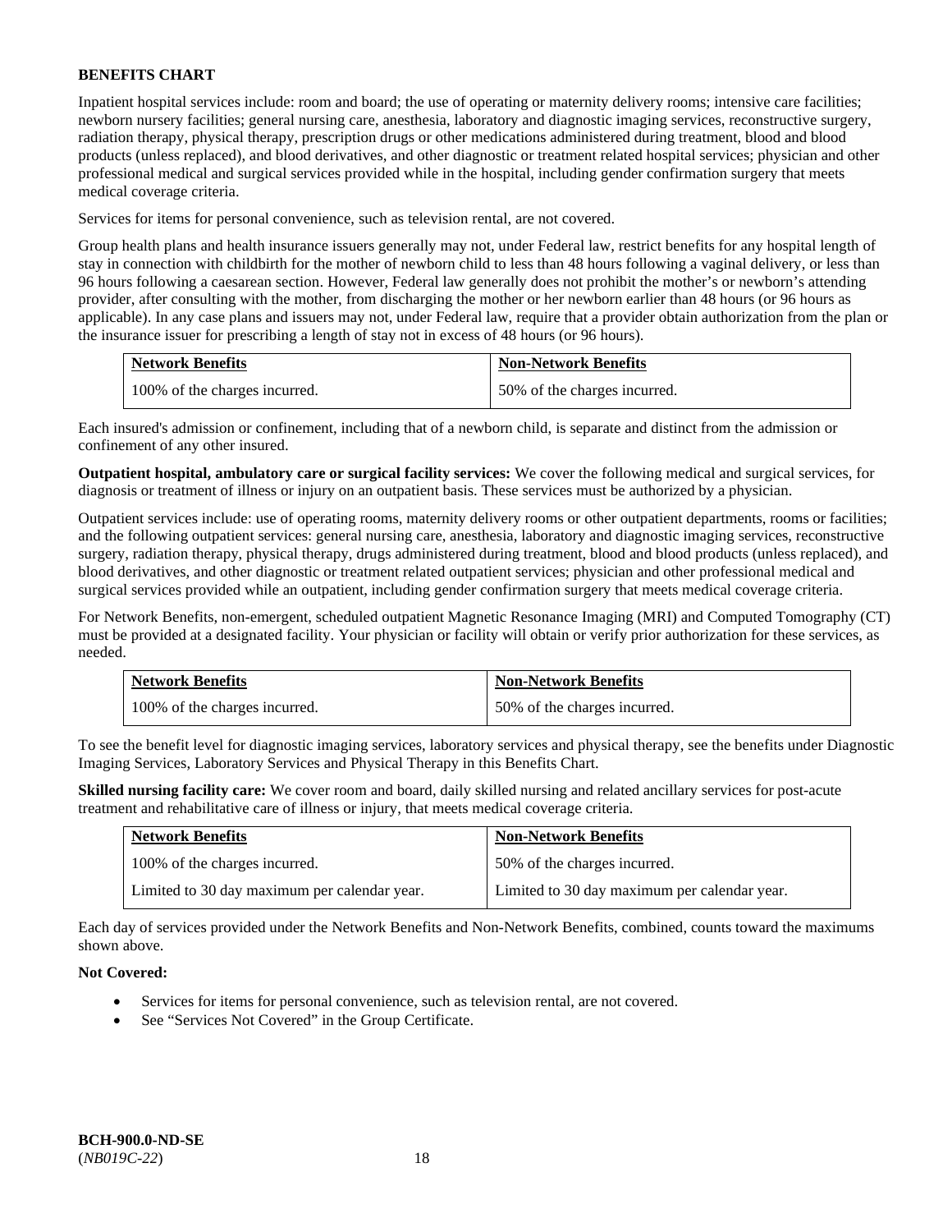**BENEFITS CHART**

Inpatient hospital services include: room and board; the use of operating or maternity delivery rooms; intensive care facilities; newborn nursery facilities; general nursing care, anesthesia, laboratory and diagnostic imaging services, reconstructive surgery, radiation therapy, physical therapy, prescription drugs or other medications administered during treatment, blood and blood products (unless replaced), and blood derivatives, and other diagnostic or treatment related hospital services; physician and other professional medical and surgical services provided while in the hospital, including gender confirmation surgery that meets medical coverage criteria.

Services for items for personal convenience, such as television rental, are not covered.

Group health plans and health insurance issuers generally may not, under Federal law, restrict benefits for any hospital length of stay in connection with childbirth for the mother of newborn child to less than 48 hours following a vaginal delivery, or less than 96 hours following a caesarean section. However, Federal law generally does not prohibit the mother's or newborn's attending provider, after consulting with the mother, from discharging the mother or her newborn earlier than 48 hours (or 96 hours as applicable). In any case plans and issuers may not, under Federal law, require that a provider obtain authorization from the plan or the insurance issuer for prescribing a length of stay not in excess of 48 hours (or 96 hours).

| Network Benefits | Non-Network Benefits |
| --- | --- |
| 100% of the charges incurred. | 50% of the charges incurred. |

Each insured's admission or confinement, including that of a newborn child, is separate and distinct from the admission or confinement of any other insured.

**Outpatient hospital, ambulatory care or surgical facility services:** We cover the following medical and surgical services, for diagnosis or treatment of illness or injury on an outpatient basis. These services must be authorized by a physician.

Outpatient services include: use of operating rooms, maternity delivery rooms or other outpatient departments, rooms or facilities; and the following outpatient services: general nursing care, anesthesia, laboratory and diagnostic imaging services, reconstructive surgery, radiation therapy, physical therapy, drugs administered during treatment, blood and blood products (unless replaced), and blood derivatives, and other diagnostic or treatment related outpatient services; physician and other professional medical and surgical services provided while an outpatient, including gender confirmation surgery that meets medical coverage criteria.

For Network Benefits, non-emergent, scheduled outpatient Magnetic Resonance Imaging (MRI) and Computed Tomography (CT) must be provided at a designated facility. Your physician or facility will obtain or verify prior authorization for these services, as needed.

| Network Benefits | Non-Network Benefits |
| --- | --- |
| 100% of the charges incurred. | 50% of the charges incurred. |

To see the benefit level for diagnostic imaging services, laboratory services and physical therapy, see the benefits under Diagnostic Imaging Services, Laboratory Services and Physical Therapy in this Benefits Chart.

**Skilled nursing facility care:** We cover room and board, daily skilled nursing and related ancillary services for post-acute treatment and rehabilitative care of illness or injury, that meets medical coverage criteria.

| Network Benefits | Non-Network Benefits |
| --- | --- |
| 100% of the charges incurred. | 50% of the charges incurred. |
| Limited to 30 day maximum per calendar year. | Limited to 30 day maximum per calendar year. |

Each day of services provided under the Network Benefits and Non-Network Benefits, combined, counts toward the maximums shown above.

**Not Covered:**

- Services for items for personal convenience, such as television rental, are not covered.
- See "Services Not Covered" in the Group Certificate.

**BCH-900.0-ND-SE**
(*NB019C-22*)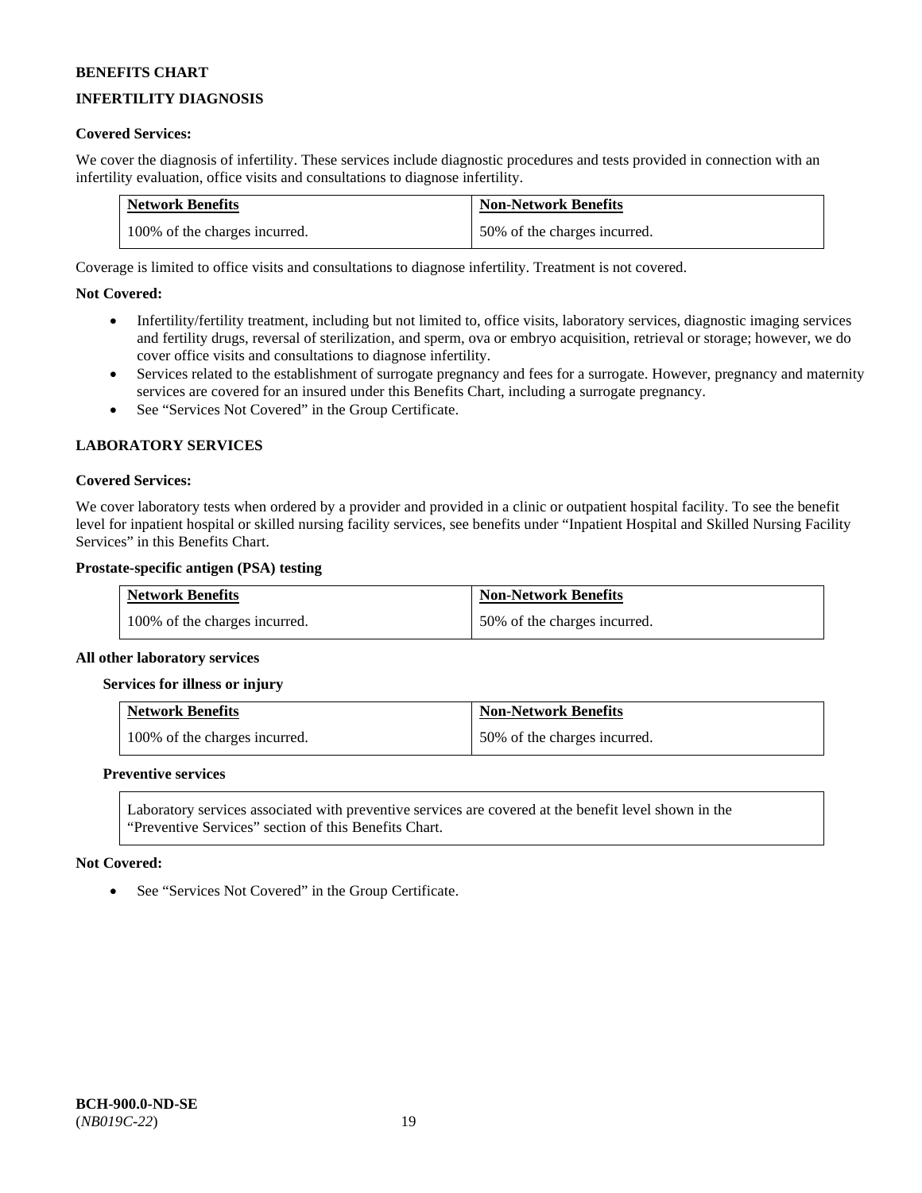**BENEFITS CHART**

**INFERTILITY DIAGNOSIS**

**Covered Services:**

We cover the diagnosis of infertility. These services include diagnostic procedures and tests provided in connection with an infertility evaluation, office visits and consultations to diagnose infertility.

| Network Benefits | Non-Network Benefits |
|---|---|
| 100% of the charges incurred. | 50% of the charges incurred. |

Coverage is limited to office visits and consultations to diagnose infertility. Treatment is not covered.

**Not Covered:**

- Infertility/fertility treatment, including but not limited to, office visits, laboratory services, diagnostic imaging services and fertility drugs, reversal of sterilization, and sperm, ova or embryo acquisition, retrieval or storage; however, we do cover office visits and consultations to diagnose infertility.
- Services related to the establishment of surrogate pregnancy and fees for a surrogate. However, pregnancy and maternity services are covered for an insured under this Benefits Chart, including a surrogate pregnancy.
- See "Services Not Covered" in the Group Certificate.

**LABORATORY SERVICES**

**Covered Services:**

We cover laboratory tests when ordered by a provider and provided in a clinic or outpatient hospital facility. To see the benefit level for inpatient hospital or skilled nursing facility services, see benefits under "Inpatient Hospital and Skilled Nursing Facility Services" in this Benefits Chart.

**Prostate-specific antigen (PSA) testing**

| Network Benefits | Non-Network Benefits |
|---|---|
| 100% of the charges incurred. | 50% of the charges incurred. |

**All other laboratory services**

**Services for illness or injury**

| Network Benefits | Non-Network Benefits |
|---|---|
| 100% of the charges incurred. | 50% of the charges incurred. |

**Preventive services**

Laboratory services associated with preventive services are covered at the benefit level shown in the "Preventive Services" section of this Benefits Chart.

**Not Covered:**

- See "Services Not Covered" in the Group Certificate.

**BCH-900.0-ND-SE**
(*NB019C-22*)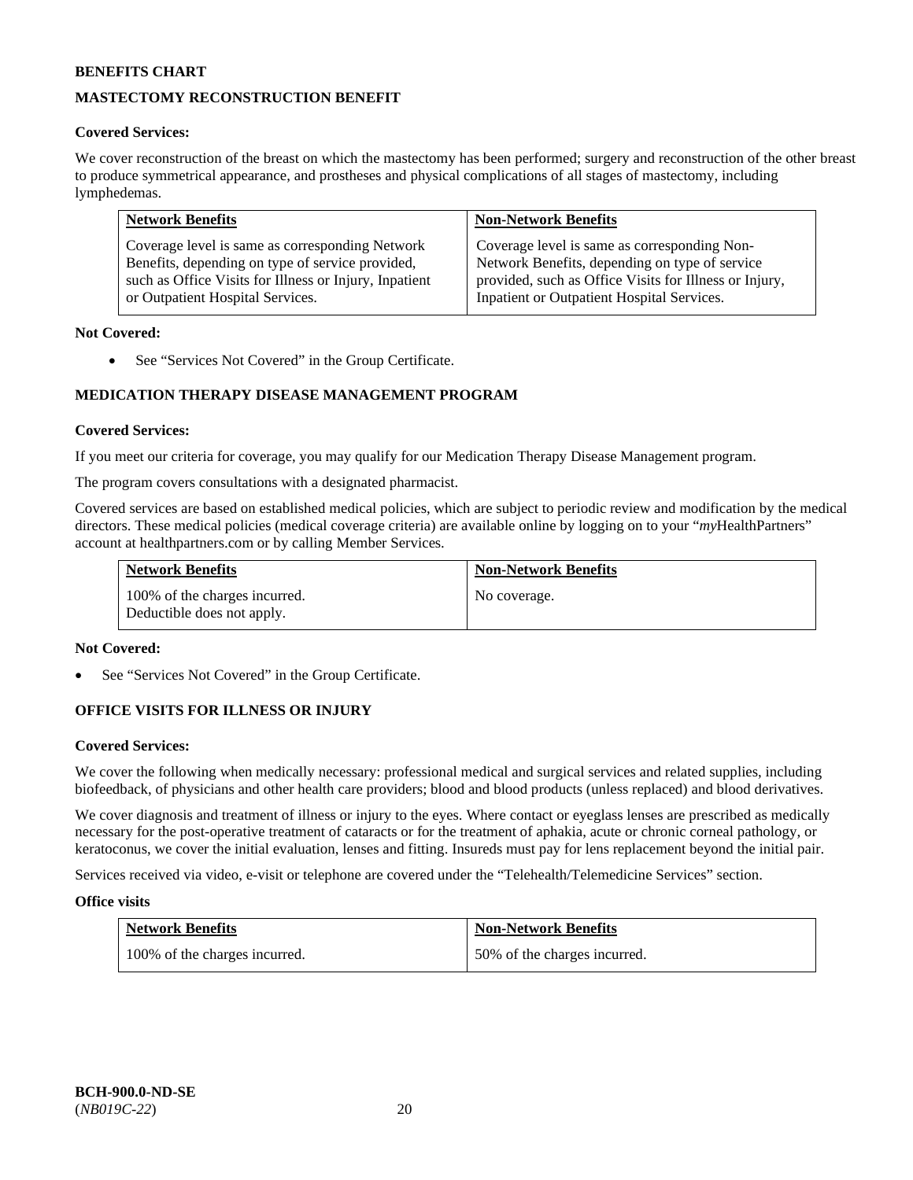**BENEFITS CHART**

**MASTECTOMY RECONSTRUCTION BENEFIT**

**Covered Services:**

We cover reconstruction of the breast on which the mastectomy has been performed; surgery and reconstruction of the other breast to produce symmetrical appearance, and prostheses and physical complications of all stages of mastectomy, including lymphedemas.

| Network Benefits | Non-Network Benefits |
| --- | --- |
| Coverage level is same as corresponding Network Benefits, depending on type of service provided, such as Office Visits for Illness or Injury, Inpatient or Outpatient Hospital Services. | Coverage level is same as corresponding Non-Network Benefits, depending on type of service provided, such as Office Visits for Illness or Injury, Inpatient or Outpatient Hospital Services. |

**Not Covered:**

- See "Services Not Covered" in the Group Certificate.

**MEDICATION THERAPY DISEASE MANAGEMENT PROGRAM**

**Covered Services:**

If you meet our criteria for coverage, you may qualify for our Medication Therapy Disease Management program.

The program covers consultations with a designated pharmacist.

Covered services are based on established medical policies, which are subject to periodic review and modification by the medical directors. These medical policies (medical coverage criteria) are available online by logging on to your "*my*HealthPartners" account at healthpartners.com or by calling Member Services.

| Network Benefits | Non-Network Benefits |
| --- | --- |
| 100% of the charges incurred. Deductible does not apply. | No coverage. |

**Not Covered:**

- See "Services Not Covered" in the Group Certificate.

**OFFICE VISITS FOR ILLNESS OR INJURY**

**Covered Services:**

We cover the following when medically necessary: professional medical and surgical services and related supplies, including biofeedback, of physicians and other health care providers; blood and blood products (unless replaced) and blood derivatives.

We cover diagnosis and treatment of illness or injury to the eyes. Where contact or eyeglass lenses are prescribed as medically necessary for the post-operative treatment of cataracts or for the treatment of aphakia, acute or chronic corneal pathology, or keratoconus, we cover the initial evaluation, lenses and fitting. Insureds must pay for lens replacement beyond the initial pair.

Services received via video, e-visit or telephone are covered under the "Telehealth/Telemedicine Services" section.

**Office visits**

| Network Benefits | Non-Network Benefits |
| --- | --- |
| 100% of the charges incurred. | 50% of the charges incurred. |

**BCH-900.0-ND-SE**
(*NB019C-22*)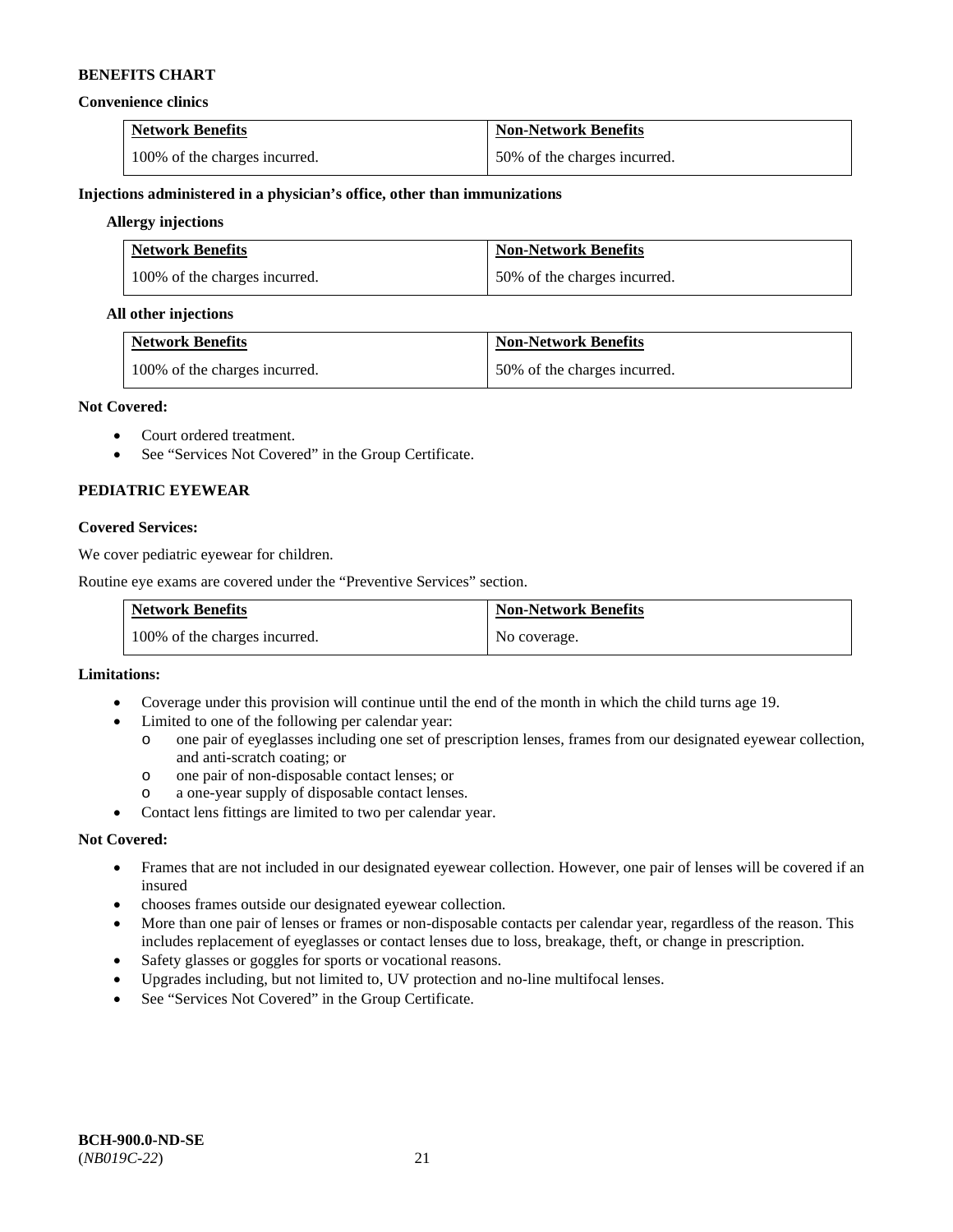**BENEFITS CHART**

**Convenience clinics**

| Network Benefits | Non-Network Benefits |
|---|---|
| 100% of the charges incurred. | 50% of the charges incurred. |

**Injections administered in a physician's office, other than immunizations**

**Allergy injections**

| Network Benefits | Non-Network Benefits |
|---|---|
| 100% of the charges incurred. | 50% of the charges incurred. |

**All other injections**

| Network Benefits | Non-Network Benefits |
|---|---|
| 100% of the charges incurred. | 50% of the charges incurred. |

**Not Covered:**

- Court ordered treatment.
- See "Services Not Covered" in the Group Certificate.

**PEDIATRIC EYEWEAR**

**Covered Services:**

We cover pediatric eyewear for children.

Routine eye exams are covered under the "Preventive Services" section.

| Network Benefits | Non-Network Benefits |
|---|---|
| 100% of the charges incurred. | No coverage. |

**Limitations:**

- Coverage under this provision will continue until the end of the month in which the child turns age 19.
- Limited to one of the following per calendar year:
  - one pair of eyeglasses including one set of prescription lenses, frames from our designated eyewear collection, and anti-scratch coating; or
  - one pair of non-disposable contact lenses; or
  - a one-year supply of disposable contact lenses.
- Contact lens fittings are limited to two per calendar year.

**Not Covered:**

- Frames that are not included in our designated eyewear collection. However, one pair of lenses will be covered if an insured
- chooses frames outside our designated eyewear collection.
- More than one pair of lenses or frames or non-disposable contacts per calendar year, regardless of the reason. This includes replacement of eyeglasses or contact lenses due to loss, breakage, theft, or change in prescription.
- Safety glasses or goggles for sports or vocational reasons.
- Upgrades including, but not limited to, UV protection and no-line multifocal lenses.
- See "Services Not Covered" in the Group Certificate.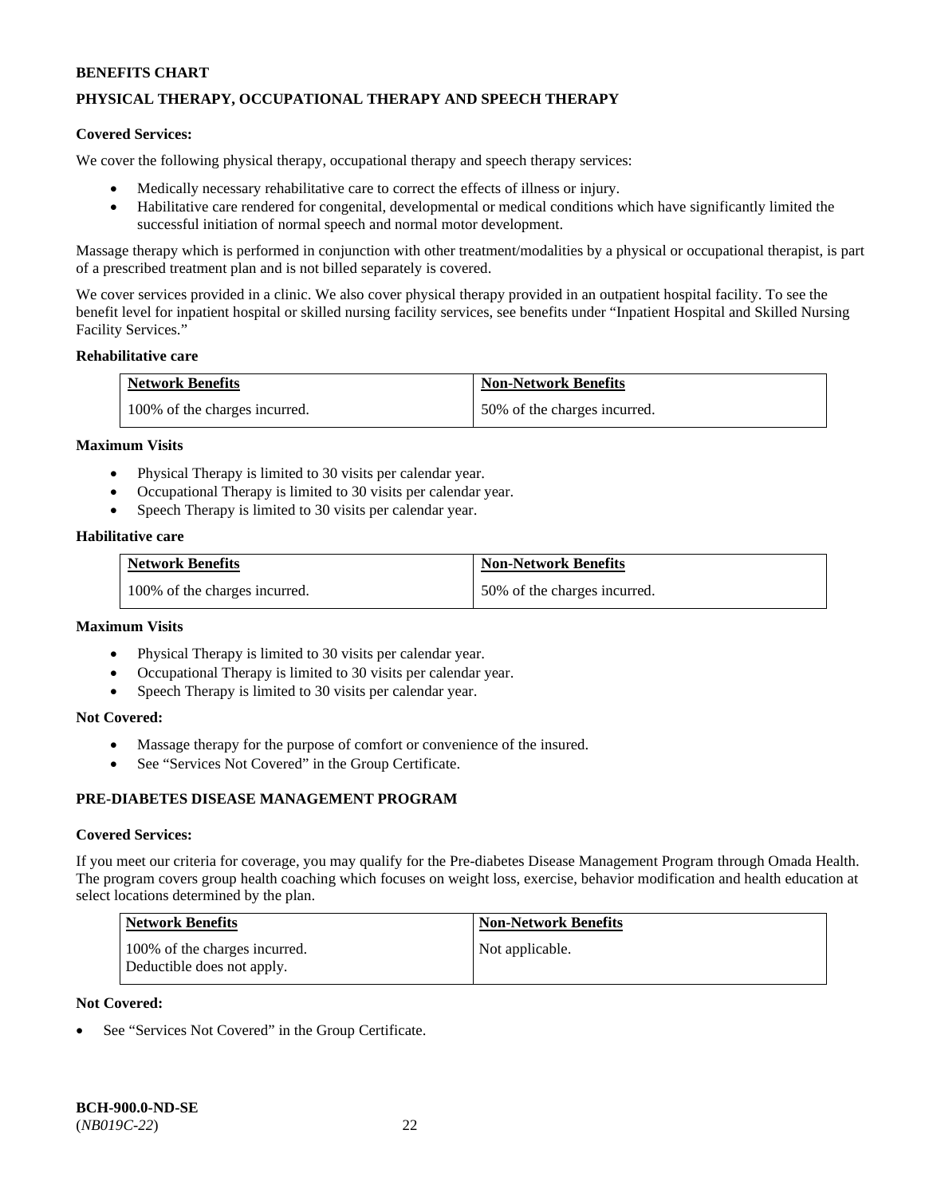**BENEFITS CHART**

## PHYSICAL THERAPY, OCCUPATIONAL THERAPY AND SPEECH THERAPY

**Covered Services:**

We cover the following physical therapy, occupational therapy and speech therapy services:

- Medically necessary rehabilitative care to correct the effects of illness or injury.
- Habilitative care rendered for congenital, developmental or medical conditions which have significantly limited the successful initiation of normal speech and normal motor development.

Massage therapy which is performed in conjunction with other treatment/modalities by a physical or occupational therapist, is part of a prescribed treatment plan and is not billed separately is covered.

We cover services provided in a clinic. We also cover physical therapy provided in an outpatient hospital facility. To see the benefit level for inpatient hospital or skilled nursing facility services, see benefits under "Inpatient Hospital and Skilled Nursing Facility Services."

**Rehabilitative care**

| Network Benefits | Non-Network Benefits |
|---|---|
| 100% of the charges incurred. | 50% of the charges incurred. |

**Maximum Visits**

- Physical Therapy is limited to 30 visits per calendar year.
- Occupational Therapy is limited to 30 visits per calendar year.
- Speech Therapy is limited to 30 visits per calendar year.

**Habilitative care**

| Network Benefits | Non-Network Benefits |
|---|---|
| 100% of the charges incurred. | 50% of the charges incurred. |

**Maximum Visits**

- Physical Therapy is limited to 30 visits per calendar year.
- Occupational Therapy is limited to 30 visits per calendar year.
- Speech Therapy is limited to 30 visits per calendar year.

**Not Covered:**

- Massage therapy for the purpose of comfort or convenience of the insured.
- See "Services Not Covered" in the Group Certificate.

## PRE-DIABETES DISEASE MANAGEMENT PROGRAM

**Covered Services:**

If you meet our criteria for coverage, you may qualify for the Pre-diabetes Disease Management Program through Omada Health. The program covers group health coaching which focuses on weight loss, exercise, behavior modification and health education at select locations determined by the plan.

| Network Benefits | Non-Network Benefits |
|---|---|
| 100% of the charges incurred.<br>Deductible does not apply. | Not applicable. |

**Not Covered:**

- See "Services Not Covered" in the Group Certificate.

**BCH-900.0-ND-SE**
(*NB019C-22*)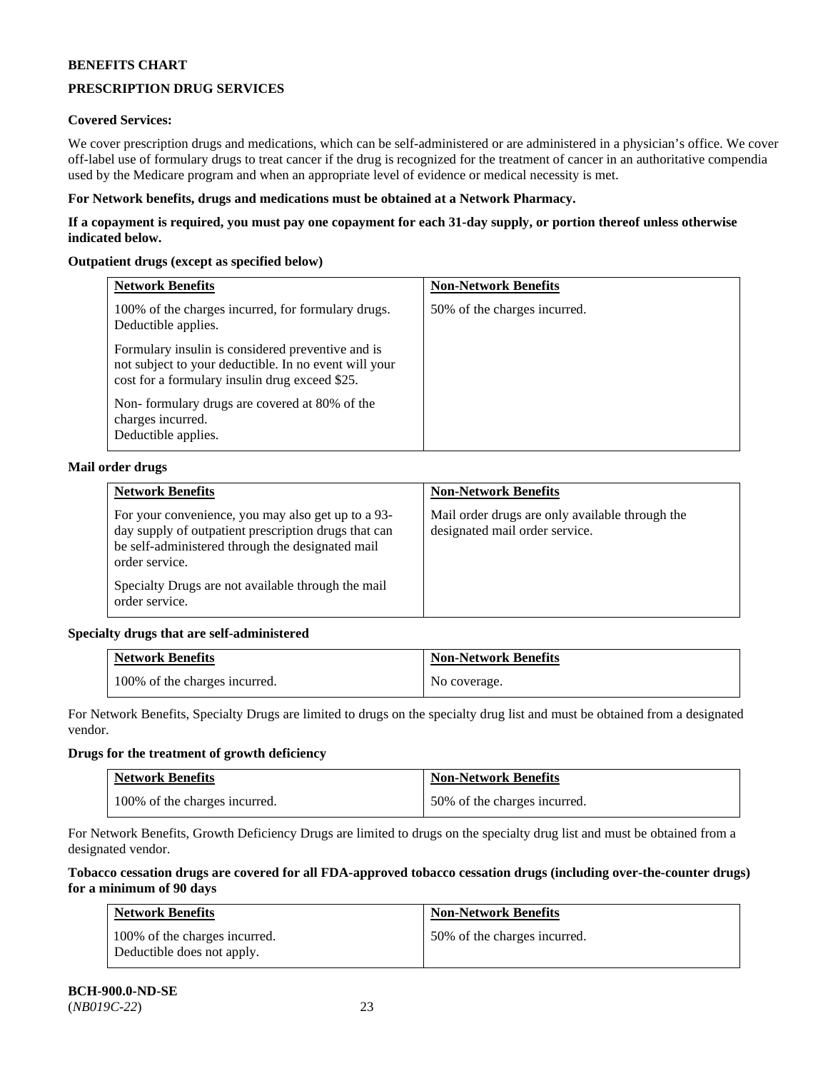**BENEFITS CHART**

**PRESCRIPTION DRUG SERVICES**

**Covered Services:**

We cover prescription drugs and medications, which can be self-administered or are administered in a physician's office. We cover off-label use of formulary drugs to treat cancer if the drug is recognized for the treatment of cancer in an authoritative compendia used by the Medicare program and when an appropriate level of evidence or medical necessity is met.

**For Network benefits, drugs and medications must be obtained at a Network Pharmacy.**

**If a copayment is required, you must pay one copayment for each 31-day supply, or portion thereof unless otherwise indicated below.**

**Outpatient drugs (except as specified below)**

| Network Benefits | Non-Network Benefits |
|---|---|
| 100% of the charges incurred, for formulary drugs. Deductible applies.<br><br>Formulary insulin is considered preventive and is not subject to your deductible. In no event will your cost for a formulary insulin drug exceed $25.<br><br>Non- formulary drugs are covered at 80% of the charges incurred. Deductible applies. | 50% of the charges incurred. |

**Mail order drugs**

| Network Benefits | Non-Network Benefits |
|---|---|
| For your convenience, you may also get up to a 93-day supply of outpatient prescription drugs that can be self-administered through the designated mail order service.<br><br>Specialty Drugs are not available through the mail order service. | Mail order drugs are only available through the designated mail order service. |

**Specialty drugs that are self-administered**

| Network Benefits | Non-Network Benefits |
|---|---|
| 100% of the charges incurred. | No coverage. |

For Network Benefits, Specialty Drugs are limited to drugs on the specialty drug list and must be obtained from a designated vendor.

**Drugs for the treatment of growth deficiency**

| Network Benefits | Non-Network Benefits |
|---|---|
| 100% of the charges incurred. | 50% of the charges incurred. |

For Network Benefits, Growth Deficiency Drugs are limited to drugs on the specialty drug list and must be obtained from a designated vendor.

**Tobacco cessation drugs are covered for all FDA-approved tobacco cessation drugs (including over-the-counter drugs) for a minimum of 90 days**

| Network Benefits | Non-Network Benefits |
|---|---|
| 100% of the charges incurred.<br>Deductible does not apply. | 50% of the charges incurred. |

**BCH-900.0-ND-SE**
(*NB019C-22*)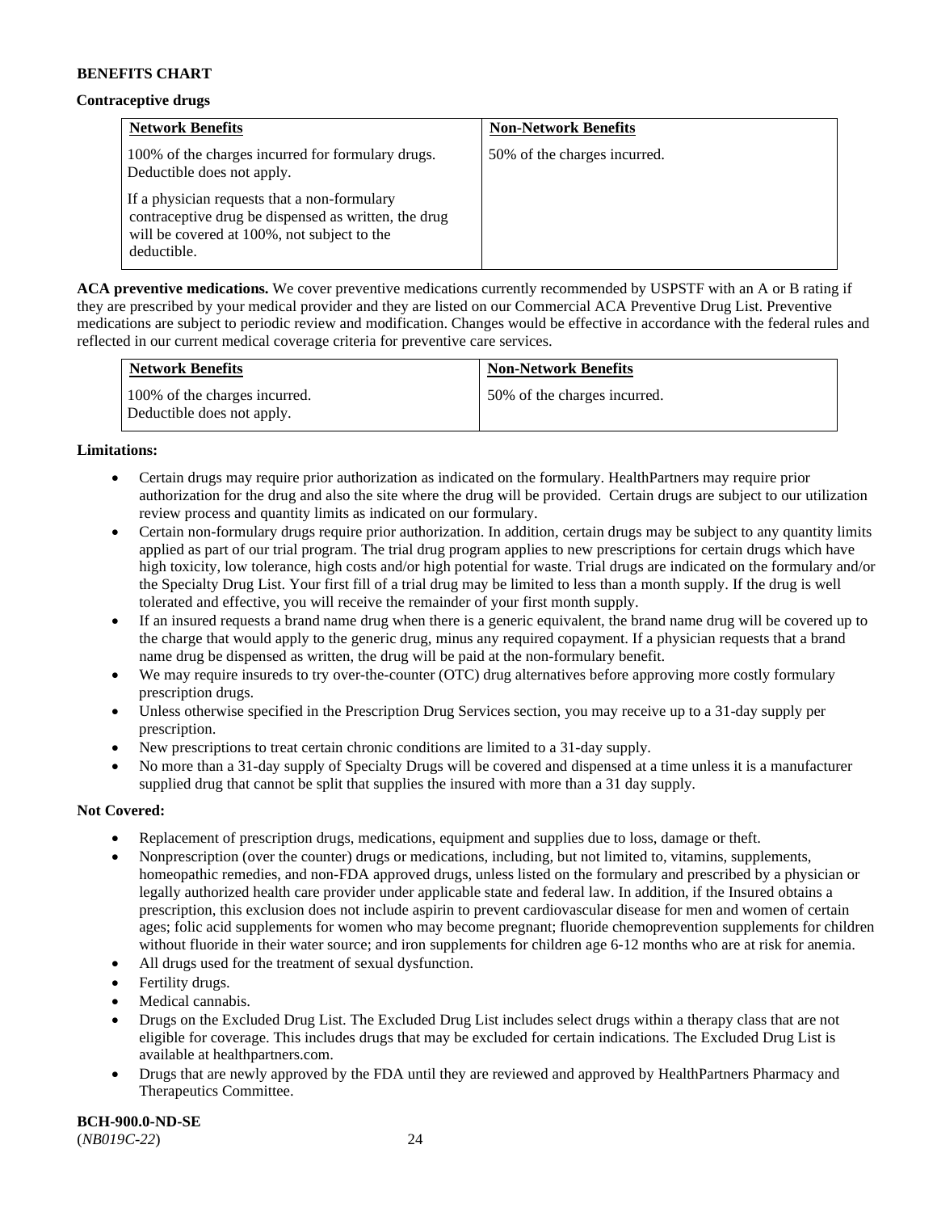**BENEFITS CHART**

**Contraceptive drugs**

| Network Benefits | Non-Network Benefits |
|---|---|
| 100% of the charges incurred for formulary drugs. Deductible does not apply.<br><br>If a physician requests that a non-formulary contraceptive drug be dispensed as written, the drug will be covered at 100%, not subject to the deductible. | 50% of the charges incurred. |

**ACA preventive medications.** We cover preventive medications currently recommended by USPSTF with an A or B rating if they are prescribed by your medical provider and they are listed on our Commercial ACA Preventive Drug List. Preventive medications are subject to periodic review and modification. Changes would be effective in accordance with the federal rules and reflected in our current medical coverage criteria for preventive care services.

| Network Benefits | Non-Network Benefits |
|---|---|
| 100% of the charges incurred. Deductible does not apply. | 50% of the charges incurred. |

**Limitations:**

- Certain drugs may require prior authorization as indicated on the formulary. HealthPartners may require prior authorization for the drug and also the site where the drug will be provided. Certain drugs are subject to our utilization review process and quantity limits as indicated on our formulary.
- Certain non-formulary drugs require prior authorization. In addition, certain drugs may be subject to any quantity limits applied as part of our trial program. The trial drug program applies to new prescriptions for certain drugs which have high toxicity, low tolerance, high costs and/or high potential for waste. Trial drugs are indicated on the formulary and/or the Specialty Drug List. Your first fill of a trial drug may be limited to less than a month supply. If the drug is well tolerated and effective, you will receive the remainder of your first month supply.
- If an insured requests a brand name drug when there is a generic equivalent, the brand name drug will be covered up to the charge that would apply to the generic drug, minus any required copayment. If a physician requests that a brand name drug be dispensed as written, the drug will be paid at the non-formulary benefit.
- We may require insureds to try over-the-counter (OTC) drug alternatives before approving more costly formulary prescription drugs.
- Unless otherwise specified in the Prescription Drug Services section, you may receive up to a 31-day supply per prescription.
- New prescriptions to treat certain chronic conditions are limited to a 31-day supply.
- No more than a 31-day supply of Specialty Drugs will be covered and dispensed at a time unless it is a manufacturer supplied drug that cannot be split that supplies the insured with more than a 31 day supply.

**Not Covered:**

- Replacement of prescription drugs, medications, equipment and supplies due to loss, damage or theft.
- Nonprescription (over the counter) drugs or medications, including, but not limited to, vitamins, supplements, homeopathic remedies, and non-FDA approved drugs, unless listed on the formulary and prescribed by a physician or legally authorized health care provider under applicable state and federal law. In addition, if the Insured obtains a prescription, this exclusion does not include aspirin to prevent cardiovascular disease for men and women of certain ages; folic acid supplements for women who may become pregnant; fluoride chemoprevention supplements for children without fluoride in their water source; and iron supplements for children age 6-12 months who are at risk for anemia.
- All drugs used for the treatment of sexual dysfunction.
- Fertility drugs.
- Medical cannabis.
- Drugs on the Excluded Drug List. The Excluded Drug List includes select drugs within a therapy class that are not eligible for coverage. This includes drugs that may be excluded for certain indications. The Excluded Drug List is available at healthpartners.com.
- Drugs that are newly approved by the FDA until they are reviewed and approved by HealthPartners Pharmacy and Therapeutics Committee.

**BCH-900.0-ND-SE**
(*NB019C-22*)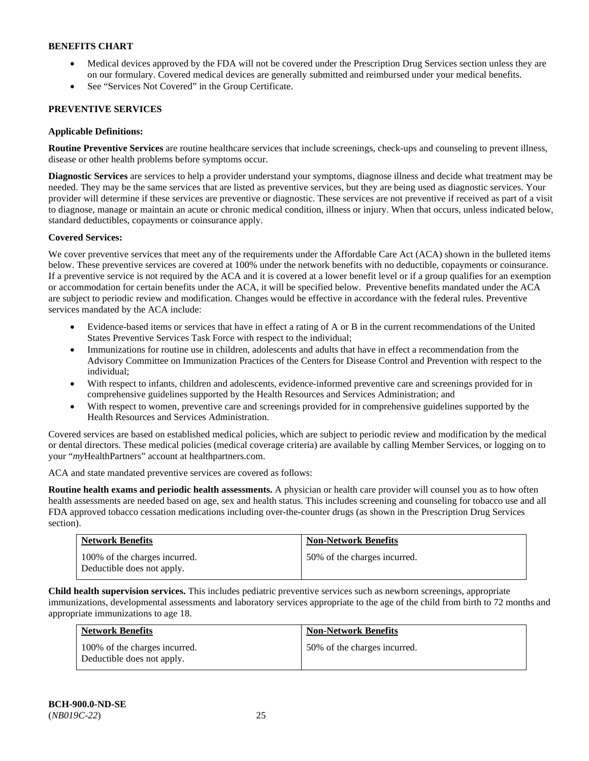**BENEFITS CHART**

- Medical devices approved by the FDA will not be covered under the Prescription Drug Services section unless they are on our formulary. Covered medical devices are generally submitted and reimbursed under your medical benefits.
- See "Services Not Covered" in the Group Certificate.

**PREVENTIVE SERVICES**

**Applicable Definitions:**

**Routine Preventive Services** are routine healthcare services that include screenings, check-ups and counseling to prevent illness, disease or other health problems before symptoms occur.

**Diagnostic Services** are services to help a provider understand your symptoms, diagnose illness and decide what treatment may be needed. They may be the same services that are listed as preventive services, but they are being used as diagnostic services. Your provider will determine if these services are preventive or diagnostic. These services are not preventive if received as part of a visit to diagnose, manage or maintain an acute or chronic medical condition, illness or injury. When that occurs, unless indicated below, standard deductibles, copayments or coinsurance apply.

**Covered Services:**

We cover preventive services that meet any of the requirements under the Affordable Care Act (ACA) shown in the bulleted items below. These preventive services are covered at 100% under the network benefits with no deductible, copayments or coinsurance. If a preventive service is not required by the ACA and it is covered at a lower benefit level or if a group qualifies for an exemption or accommodation for certain benefits under the ACA, it will be specified below. Preventive benefits mandated under the ACA are subject to periodic review and modification. Changes would be effective in accordance with the federal rules. Preventive services mandated by the ACA include:

- Evidence-based items or services that have in effect a rating of A or B in the current recommendations of the United States Preventive Services Task Force with respect to the individual;
- Immunizations for routine use in children, adolescents and adults that have in effect a recommendation from the Advisory Committee on Immunization Practices of the Centers for Disease Control and Prevention with respect to the individual;
- With respect to infants, children and adolescents, evidence-informed preventive care and screenings provided for in comprehensive guidelines supported by the Health Resources and Services Administration; and
- With respect to women, preventive care and screenings provided for in comprehensive guidelines supported by the Health Resources and Services Administration.

Covered services are based on established medical policies, which are subject to periodic review and modification by the medical or dental directors. These medical policies (medical coverage criteria) are available by calling Member Services, or logging on to your "*my*HealthPartners" account at healthpartners.com.

ACA and state mandated preventive services are covered as follows:

**Routine health exams and periodic health assessments.** A physician or health care provider will counsel you as to how often health assessments are needed based on age, sex and health status. This includes screening and counseling for tobacco use and all FDA approved tobacco cessation medications including over-the-counter drugs (as shown in the Prescription Drug Services section).

| Network Benefits | Non-Network Benefits |
|---|---|
| 100% of the charges incurred. Deductible does not apply. | 50% of the charges incurred. |

**Child health supervision services.** This includes pediatric preventive services such as newborn screenings, appropriate immunizations, developmental assessments and laboratory services appropriate to the age of the child from birth to 72 months and appropriate immunizations to age 18.

| Network Benefits | Non-Network Benefits |
|---|---|
| 100% of the charges incurred. Deductible does not apply. | 50% of the charges incurred. |

**BCH-900.0-ND-SE**
(*NB019C-22*)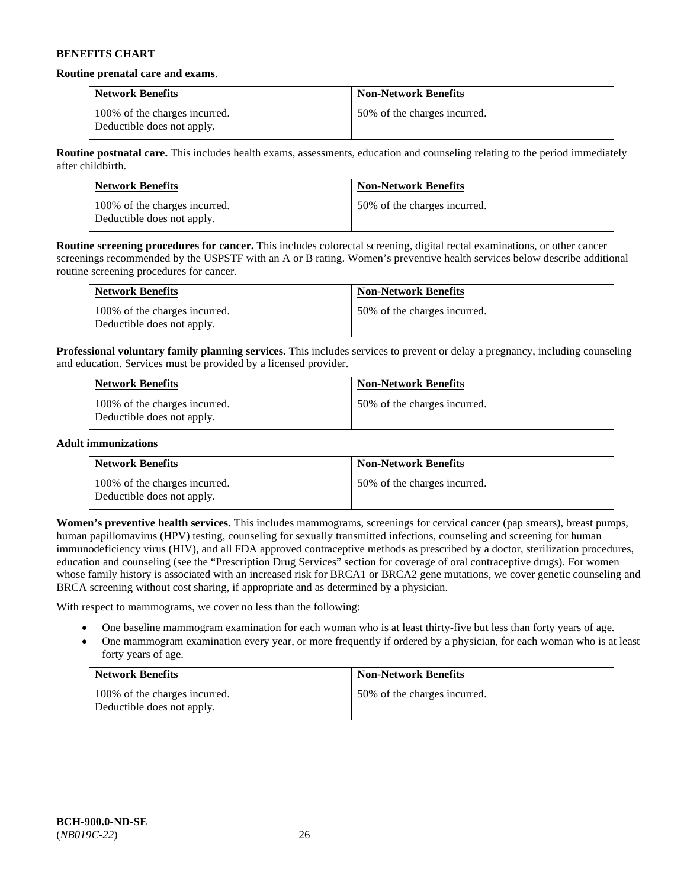**BENEFITS CHART**

**Routine prenatal care and exams**.

| Network Benefits | Non-Network Benefits |
|---|---|
| 100% of the charges incurred. Deductible does not apply. | 50% of the charges incurred. |

**Routine postnatal care.** This includes health exams, assessments, education and counseling relating to the period immediately after childbirth.

| Network Benefits | Non-Network Benefits |
|---|---|
| 100% of the charges incurred. Deductible does not apply. | 50% of the charges incurred. |

**Routine screening procedures for cancer.** This includes colorectal screening, digital rectal examinations, or other cancer screenings recommended by the USPSTF with an A or B rating. Women's preventive health services below describe additional routine screening procedures for cancer.

| Network Benefits | Non-Network Benefits |
|---|---|
| 100% of the charges incurred. Deductible does not apply. | 50% of the charges incurred. |

**Professional voluntary family planning services.** This includes services to prevent or delay a pregnancy, including counseling and education. Services must be provided by a licensed provider.

| Network Benefits | Non-Network Benefits |
|---|---|
| 100% of the charges incurred. Deductible does not apply. | 50% of the charges incurred. |

**Adult immunizations**

| Network Benefits | Non-Network Benefits |
|---|---|
| 100% of the charges incurred. Deductible does not apply. | 50% of the charges incurred. |

**Women's preventive health services.** This includes mammograms, screenings for cervical cancer (pap smears), breast pumps, human papillomavirus (HPV) testing, counseling for sexually transmitted infections, counseling and screening for human immunodeficiency virus (HIV), and all FDA approved contraceptive methods as prescribed by a doctor, sterilization procedures, education and counseling (see the "Prescription Drug Services" section for coverage of oral contraceptive drugs). For women whose family history is associated with an increased risk for BRCA1 or BRCA2 gene mutations, we cover genetic counseling and BRCA screening without cost sharing, if appropriate and as determined by a physician.

With respect to mammograms, we cover no less than the following:

- One baseline mammogram examination for each woman who is at least thirty-five but less than forty years of age.
- One mammogram examination every year, or more frequently if ordered by a physician, for each woman who is at least forty years of age.

| Network Benefits | Non-Network Benefits |
|---|---|
| 100% of the charges incurred. Deductible does not apply. | 50% of the charges incurred. |

**BCH-900.0-ND-SE**
(*NB019C-22*)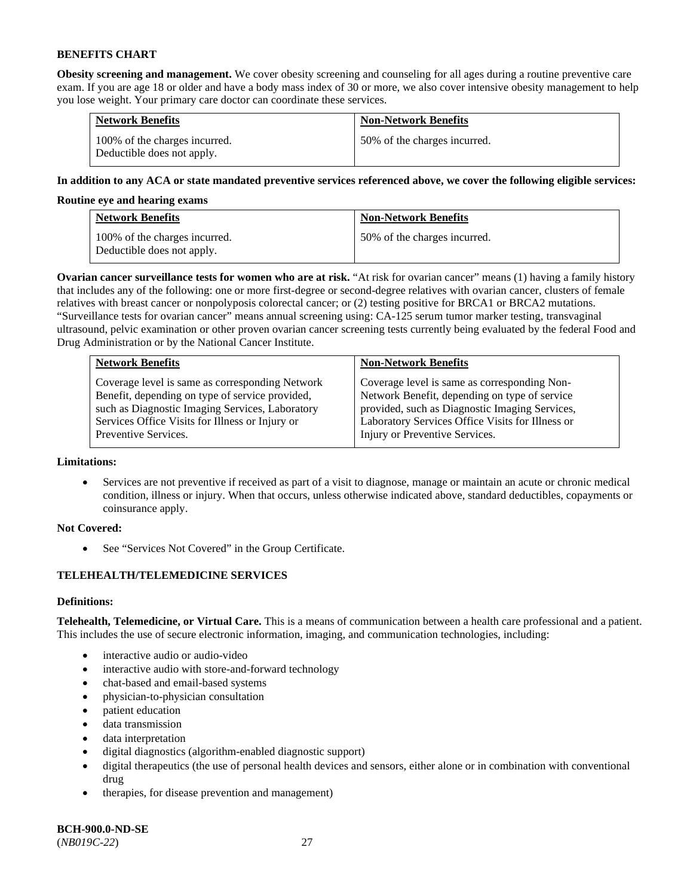**BENEFITS CHART**

**Obesity screening and management.** We cover obesity screening and counseling for all ages during a routine preventive care exam. If you are age 18 or older and have a body mass index of 30 or more, we also cover intensive obesity management to help you lose weight. Your primary care doctor can coordinate these services.

| Network Benefits | Non-Network Benefits |
|---|---|
| 100% of the charges incurred. Deductible does not apply. | 50% of the charges incurred. |

**In addition to any ACA or state mandated preventive services referenced above, we cover the following eligible services:**

**Routine eye and hearing exams**

| Network Benefits | Non-Network Benefits |
|---|---|
| 100% of the charges incurred. Deductible does not apply. | 50% of the charges incurred. |

**Ovarian cancer surveillance tests for women who are at risk.** "At risk for ovarian cancer" means (1) having a family history that includes any of the following: one or more first-degree or second-degree relatives with ovarian cancer, clusters of female relatives with breast cancer or nonpolyposis colorectal cancer; or (2) testing positive for BRCA1 or BRCA2 mutations. "Surveillance tests for ovarian cancer" means annual screening using: CA-125 serum tumor marker testing, transvaginal ultrasound, pelvic examination or other proven ovarian cancer screening tests currently being evaluated by the federal Food and Drug Administration or by the National Cancer Institute.

| Network Benefits | Non-Network Benefits |
|---|---|
| Coverage level is same as corresponding Network Benefit, depending on type of service provided, such as Diagnostic Imaging Services, Laboratory Services Office Visits for Illness or Injury or Preventive Services. | Coverage level is same as corresponding Non-Network Benefit, depending on type of service provided, such as Diagnostic Imaging Services, Laboratory Services Office Visits for Illness or Injury or Preventive Services. |

**Limitations:**

- Services are not preventive if received as part of a visit to diagnose, manage or maintain an acute or chronic medical condition, illness or injury. When that occurs, unless otherwise indicated above, standard deductibles, copayments or coinsurance apply.

**Not Covered:**

- See "Services Not Covered" in the Group Certificate.

**TELEHEALTH/TELEMEDICINE SERVICES**

**Definitions:**

**Telehealth, Telemedicine, or Virtual Care.** This is a means of communication between a health care professional and a patient. This includes the use of secure electronic information, imaging, and communication technologies, including:

- interactive audio or audio-video
- interactive audio with store-and-forward technology
- chat-based and email-based systems
- physician-to-physician consultation
- patient education
- data transmission
- data interpretation
- digital diagnostics (algorithm-enabled diagnostic support)
- digital therapeutics (the use of personal health devices and sensors, either alone or in combination with conventional drug
- therapies, for disease prevention and management)

**BCH-900.0-ND-SE**
(*NB019C-22*)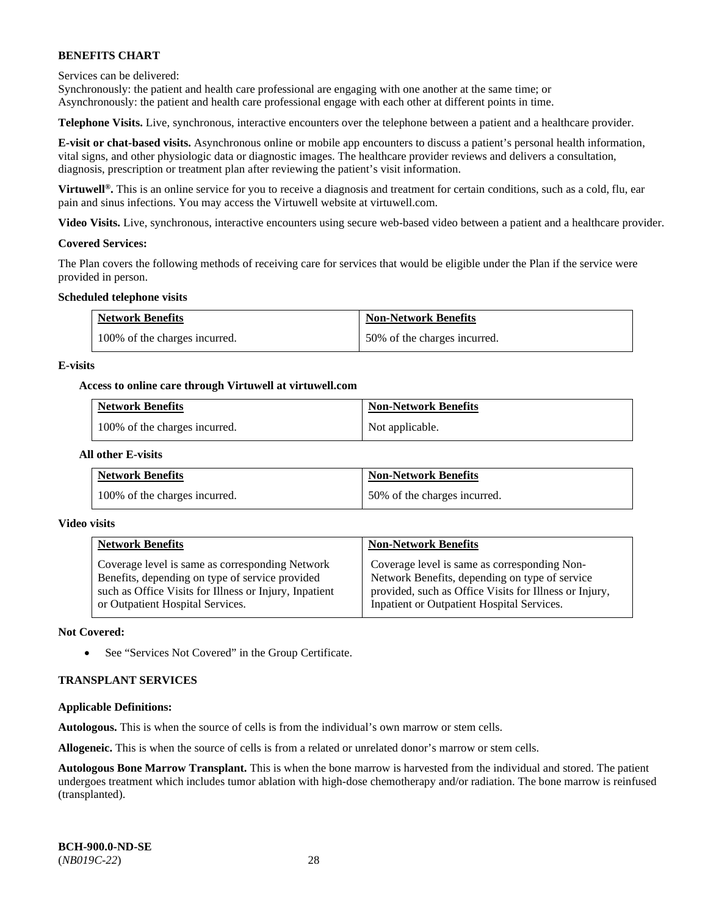**BENEFITS CHART**

Services can be delivered:
Synchronously: the patient and health care professional are engaging with one another at the same time; or
Asynchronously: the patient and health care professional engage with each other at different points in time.

**Telephone Visits.** Live, synchronous, interactive encounters over the telephone between a patient and a healthcare provider.

**E-visit or chat-based visits.** Asynchronous online or mobile app encounters to discuss a patient's personal health information, vital signs, and other physiologic data or diagnostic images. The healthcare provider reviews and delivers a consultation, diagnosis, prescription or treatment plan after reviewing the patient's visit information.

**Virtuwell®.** This is an online service for you to receive a diagnosis and treatment for certain conditions, such as a cold, flu, ear pain and sinus infections. You may access the Virtuwell website at virtuwell.com.

**Video Visits.** Live, synchronous, interactive encounters using secure web-based video between a patient and a healthcare provider.

**Covered Services:**

The Plan covers the following methods of receiving care for services that would be eligible under the Plan if the service were provided in person.

**Scheduled telephone visits**

| Network Benefits | Non-Network Benefits |
|---|---|
| 100% of the charges incurred. | 50% of the charges incurred. |

**E-visits**

**Access to online care through Virtuwell at virtuwell.com**

| Network Benefits | Non-Network Benefits |
|---|---|
| 100% of the charges incurred. | Not applicable. |

**All other E-visits**

| Network Benefits | Non-Network Benefits |
|---|---|
| 100% of the charges incurred. | 50% of the charges incurred. |

**Video visits**

| Network Benefits | Non-Network Benefits |
|---|---|
| Coverage level is same as corresponding Network Benefits, depending on type of service provided such as Office Visits for Illness or Injury, Inpatient or Outpatient Hospital Services. | Coverage level is same as corresponding Non-Network Benefits, depending on type of service provided, such as Office Visits for Illness or Injury, Inpatient or Outpatient Hospital Services. |

**Not Covered:**

- See "Services Not Covered" in the Group Certificate.

**TRANSPLANT SERVICES**

**Applicable Definitions:**

**Autologous.** This is when the source of cells is from the individual's own marrow or stem cells.

**Allogeneic.** This is when the source of cells is from a related or unrelated donor's marrow or stem cells.

**Autologous Bone Marrow Transplant.** This is when the bone marrow is harvested from the individual and stored. The patient undergoes treatment which includes tumor ablation with high-dose chemotherapy and/or radiation. The bone marrow is reinfused (transplanted).

**BCH-900.0-ND-SE**
(*NB019C-22*)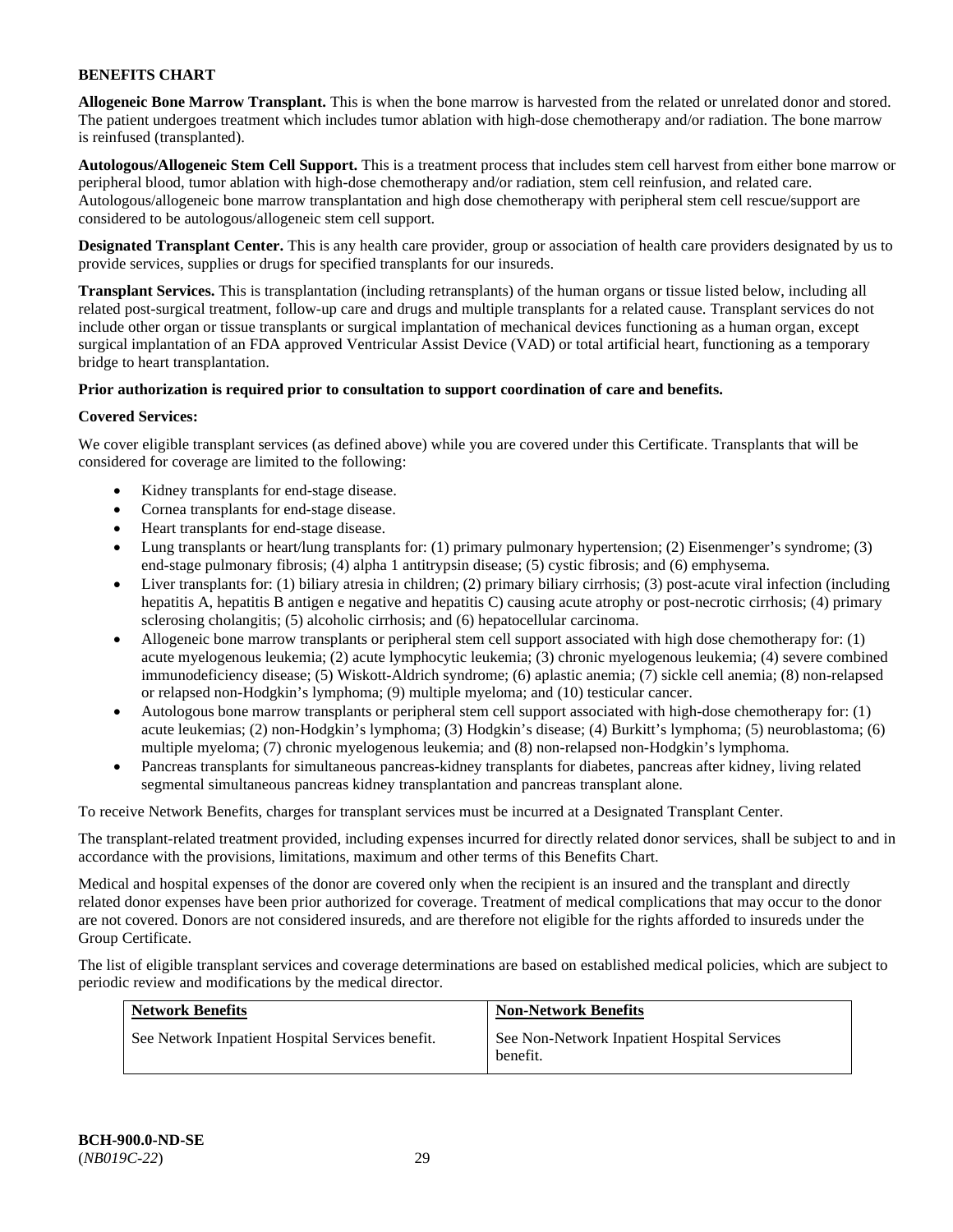**BENEFITS CHART**

**Allogeneic Bone Marrow Transplant.** This is when the bone marrow is harvested from the related or unrelated donor and stored. The patient undergoes treatment which includes tumor ablation with high-dose chemotherapy and/or radiation. The bone marrow is reinfused (transplanted).

**Autologous/Allogeneic Stem Cell Support.** This is a treatment process that includes stem cell harvest from either bone marrow or peripheral blood, tumor ablation with high-dose chemotherapy and/or radiation, stem cell reinfusion, and related care. Autologous/allogeneic bone marrow transplantation and high dose chemotherapy with peripheral stem cell rescue/support are considered to be autologous/allogeneic stem cell support.

**Designated Transplant Center.** This is any health care provider, group or association of health care providers designated by us to provide services, supplies or drugs for specified transplants for our insureds.

**Transplant Services.** This is transplantation (including retransplants) of the human organs or tissue listed below, including all related post-surgical treatment, follow-up care and drugs and multiple transplants for a related cause. Transplant services do not include other organ or tissue transplants or surgical implantation of mechanical devices functioning as a human organ, except surgical implantation of an FDA approved Ventricular Assist Device (VAD) or total artificial heart, functioning as a temporary bridge to heart transplantation.

**Prior authorization is required prior to consultation to support coordination of care and benefits.**

**Covered Services:**

We cover eligible transplant services (as defined above) while you are covered under this Certificate. Transplants that will be considered for coverage are limited to the following:

- Kidney transplants for end-stage disease.
- Cornea transplants for end-stage disease.
- Heart transplants for end-stage disease.
- Lung transplants or heart/lung transplants for: (1) primary pulmonary hypertension; (2) Eisenmenger's syndrome; (3) end-stage pulmonary fibrosis; (4) alpha 1 antitrypsin disease; (5) cystic fibrosis; and (6) emphysema.
- Liver transplants for: (1) biliary atresia in children; (2) primary biliary cirrhosis; (3) post-acute viral infection (including hepatitis A, hepatitis B antigen e negative and hepatitis C) causing acute atrophy or post-necrotic cirrhosis; (4) primary sclerosing cholangitis; (5) alcoholic cirrhosis; and (6) hepatocellular carcinoma.
- Allogeneic bone marrow transplants or peripheral stem cell support associated with high dose chemotherapy for: (1) acute myelogenous leukemia; (2) acute lymphocytic leukemia; (3) chronic myelogenous leukemia; (4) severe combined immunodeficiency disease; (5) Wiskott-Aldrich syndrome; (6) aplastic anemia; (7) sickle cell anemia; (8) non-relapsed or relapsed non-Hodgkin's lymphoma; (9) multiple myeloma; and (10) testicular cancer.
- Autologous bone marrow transplants or peripheral stem cell support associated with high-dose chemotherapy for: (1) acute leukemias; (2) non-Hodgkin's lymphoma; (3) Hodgkin's disease; (4) Burkitt's lymphoma; (5) neuroblastoma; (6) multiple myeloma; (7) chronic myelogenous leukemia; and (8) non-relapsed non-Hodgkin's lymphoma.
- Pancreas transplants for simultaneous pancreas-kidney transplants for diabetes, pancreas after kidney, living related segmental simultaneous pancreas kidney transplantation and pancreas transplant alone.

To receive Network Benefits, charges for transplant services must be incurred at a Designated Transplant Center.

The transplant-related treatment provided, including expenses incurred for directly related donor services, shall be subject to and in accordance with the provisions, limitations, maximum and other terms of this Benefits Chart.

Medical and hospital expenses of the donor are covered only when the recipient is an insured and the transplant and directly related donor expenses have been prior authorized for coverage. Treatment of medical complications that may occur to the donor are not covered. Donors are not considered insureds, and are therefore not eligible for the rights afforded to insureds under the Group Certificate.

The list of eligible transplant services and coverage determinations are based on established medical policies, which are subject to periodic review and modifications by the medical director.

| **Network Benefits** | **Non-Network Benefits** |
|---|---|
| See Network Inpatient Hospital Services benefit. | See Non-Network Inpatient Hospital Services benefit. |

**BCH-900.0-ND-SE**
(*NB019C-22*)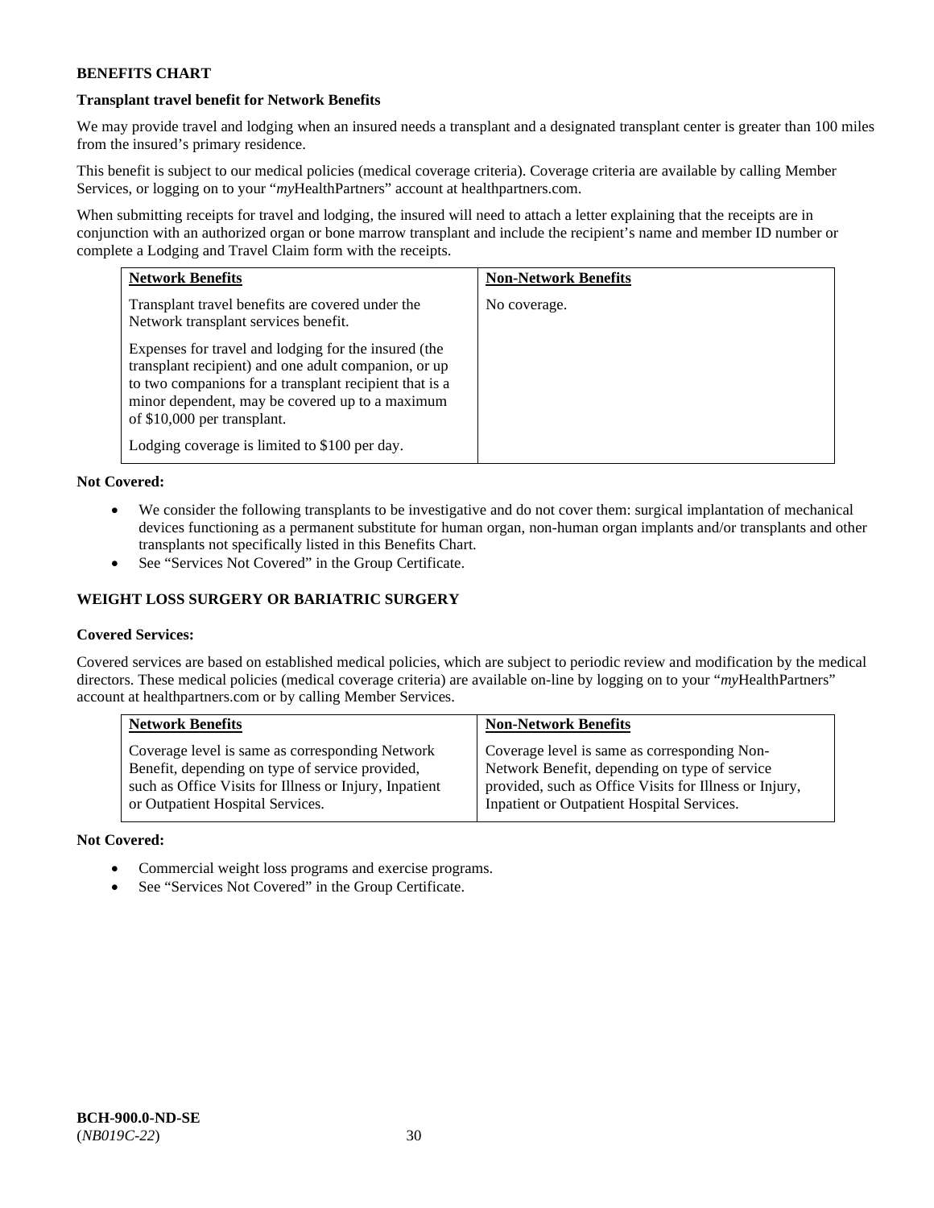**BENEFITS CHART**

**Transplant travel benefit for Network Benefits**

We may provide travel and lodging when an insured needs a transplant and a designated transplant center is greater than 100 miles from the insured's primary residence.

This benefit is subject to our medical policies (medical coverage criteria). Coverage criteria are available by calling Member Services, or logging on to your "*my*HealthPartners" account at healthpartners.com.

When submitting receipts for travel and lodging, the insured will need to attach a letter explaining that the receipts are in conjunction with an authorized organ or bone marrow transplant and include the recipient's name and member ID number or complete a Lodging and Travel Claim form with the receipts.

| Network Benefits | Non-Network Benefits |
|---|---|
| Transplant travel benefits are covered under the Network transplant services benefit.<br><br>Expenses for travel and lodging for the insured (the transplant recipient) and one adult companion, or up to two companions for a transplant recipient that is a minor dependent, may be covered up to a maximum of $10,000 per transplant.<br><br>Lodging coverage is limited to $100 per day. | No coverage. |

**Not Covered:**

- We consider the following transplants to be investigative and do not cover them: surgical implantation of mechanical devices functioning as a permanent substitute for human organ, non-human organ implants and/or transplants and other transplants not specifically listed in this Benefits Chart.
- See "Services Not Covered" in the Group Certificate.

**WEIGHT LOSS SURGERY OR BARIATRIC SURGERY**

**Covered Services:**

Covered services are based on established medical policies, which are subject to periodic review and modification by the medical directors. These medical policies (medical coverage criteria) are available on-line by logging on to your "*my*HealthPartners" account at healthpartners.com or by calling Member Services.

| Network Benefits | Non-Network Benefits |
|---|---|
| Coverage level is same as corresponding Network Benefit, depending on type of service provided, such as Office Visits for Illness or Injury, Inpatient or Outpatient Hospital Services. | Coverage level is same as corresponding Non-Network Benefit, depending on type of service provided, such as Office Visits for Illness or Injury, Inpatient or Outpatient Hospital Services. |

**Not Covered:**

- Commercial weight loss programs and exercise programs.
- See "Services Not Covered" in the Group Certificate.

**BCH-900.0-ND-SE**
(*NB019C-22*)